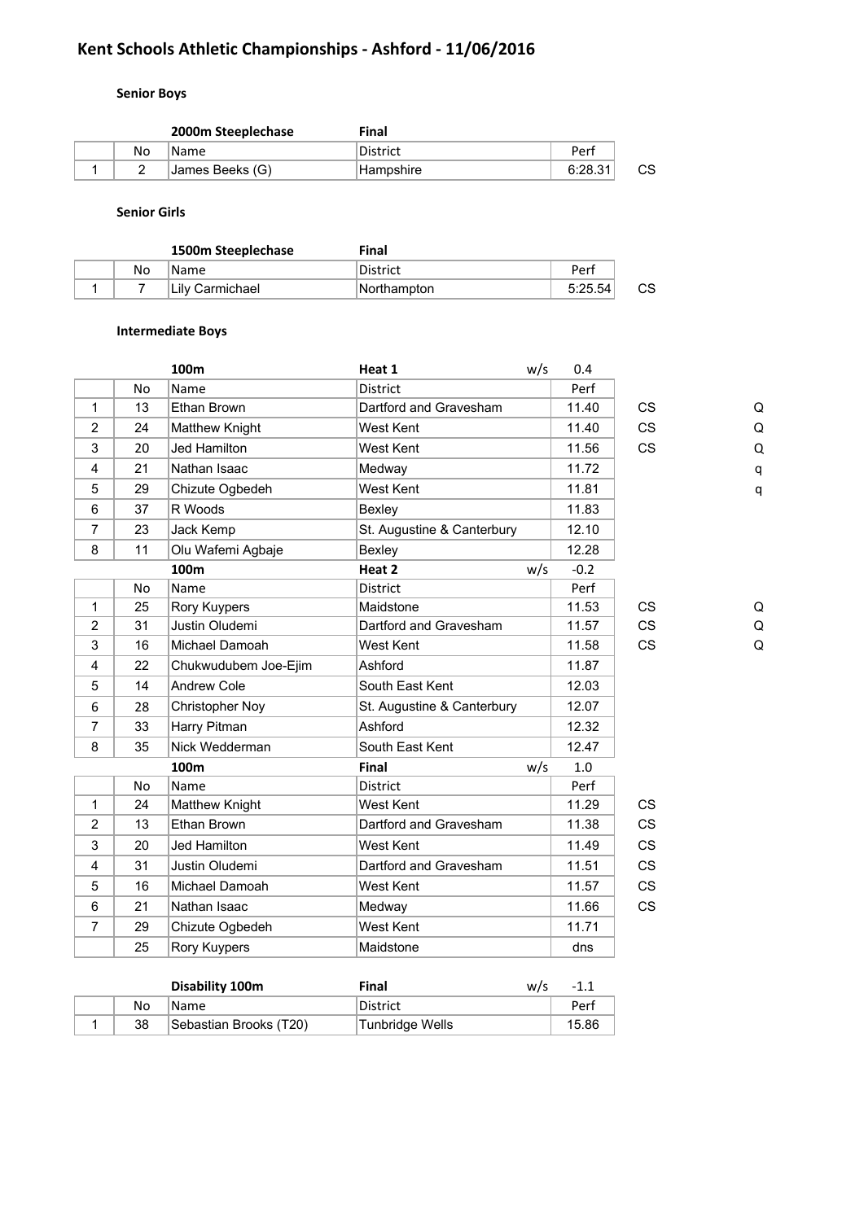# Kent Schools Athletic Championships - Ashford - 11/06/2016

## Senior Boys

| | No | 2000m Steeplechase<br>Name | Final<br>District | Perf | | |
|---|---|---|---|---|---|---|
| 1 | 2 | James Beeks (G) | Hampshire | 6:28.31 | CS | |

## Senior Girls

| | No | 1500m Steeplechase<br>Name | Final<br>District | Perf | | |
|---|---|---|---|---|---|---|
| 1 | 7 | Lily Carmichael | Northampton | 5:25.54 | CS | |

## Intermediate Boys

**100m — Heat 1 — w/s 0.4**

| | No | Name | District | Perf | | |
|---|---|---|---|---|---|---|
| 1 | 13 | Ethan Brown | Dartford and Gravesham | 11.40 | CS | Q |
| 2 | 24 | Matthew Knight | West Kent | 11.40 | CS | Q |
| 3 | 20 | Jed Hamilton | West Kent | 11.56 | CS | Q |
| 4 | 21 | Nathan Isaac | Medway | 11.72 | | q |
| 5 | 29 | Chizute Ogbedeh | West Kent | 11.81 | | q |
| 6 | 37 | R Woods | Bexley | 11.83 | | |
| 7 | 23 | Jack Kemp | St. Augustine & Canterbury | 12.10 | | |
| 8 | 11 | Olu Wafemi Agbaje | Bexley | 12.28 | | |

**100m — Heat 2 — w/s -0.2**

| | No | Name | District | Perf | | |
|---|---|---|---|---|---|---|
| 1 | 25 | Rory Kuypers | Maidstone | 11.53 | CS | Q |
| 2 | 31 | Justin Oludemi | Dartford and Gravesham | 11.57 | CS | Q |
| 3 | 16 | Michael Damoah | West Kent | 11.58 | CS | Q |
| 4 | 22 | Chukwudubem Joe-Ejim | Ashford | 11.87 | | |
| 5 | 14 | Andrew Cole | South East Kent | 12.03 | | |
| 6 | 28 | Christopher Noy | St. Augustine & Canterbury | 12.07 | | |
| 7 | 33 | Harry Pitman | Ashford | 12.32 | | |
| 8 | 35 | Nick Wedderman | South East Kent | 12.47 | | |

**100m — Final — w/s 1.0**

| | No | Name | District | Perf | |
|---|---|---|---|---|---|
| 1 | 24 | Matthew Knight | West Kent | 11.29 | CS |
| 2 | 13 | Ethan Brown | Dartford and Gravesham | 11.38 | CS |
| 3 | 20 | Jed Hamilton | West Kent | 11.49 | CS |
| 4 | 31 | Justin Oludemi | Dartford and Gravesham | 11.51 | CS |
| 5 | 16 | Michael Damoah | West Kent | 11.57 | CS |
| 6 | 21 | Nathan Isaac | Medway | 11.66 | CS |
| 7 | 29 | Chizute Ogbedeh | West Kent | 11.71 | |
| | 25 | Rory Kuypers | Maidstone | dns | |

**Disability 100m — Final — w/s -1.1**

| | No | Name | District | Perf |
|---|---|---|---|---|
| 1 | 38 | Sebastian Brooks (T20) | Tunbridge Wells | 15.86 |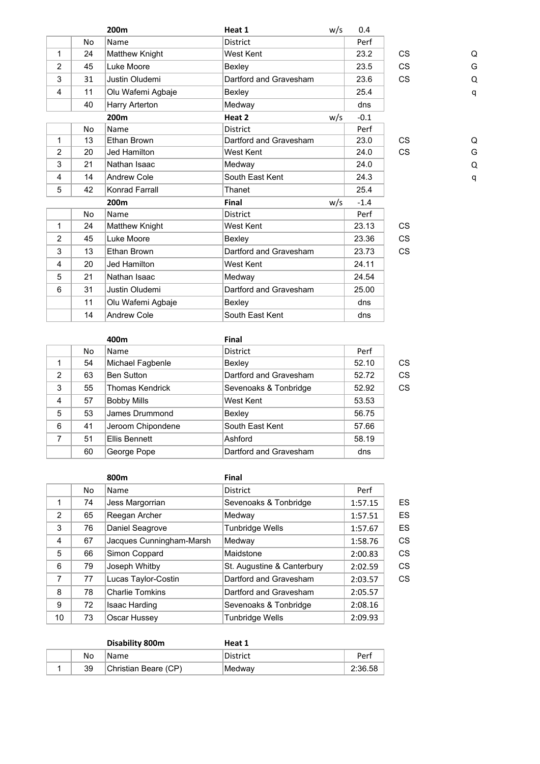| | | 200m | Heat 1 | w/s 0.4 | | |
|---|---|---|---|---|---|---|
| | No | Name | District | Perf | | |
| 1 | 24 | Matthew Knight | West Kent | 23.2 | CS | Q |
| 2 | 45 | Luke Moore | Bexley | 23.5 | CS | G |
| 3 | 31 | Justin Oludemi | Dartford and Gravesham | 23.6 | CS | Q |
| 4 | 11 | Olu Wafemi Agbaje | Bexley | 25.4 | | q |
| | 40 | Harry Arterton | Medway | dns | | |

| | | 200m | Heat 2 | w/s -0.1 | | |
|---|---|---|---|---|---|---|
| | No | Name | District | Perf | | |
| 1 | 13 | Ethan Brown | Dartford and Gravesham | 23.0 | CS | Q |
| 2 | 20 | Jed Hamilton | West Kent | 24.0 | CS | G |
| 3 | 21 | Nathan Isaac | Medway | 24.0 | | Q |
| 4 | 14 | Andrew Cole | South East Kent | 24.3 | | q |
| 5 | 42 | Konrad Farrall | Thanet | 25.4 | | |

| | | 200m | Final | w/s -1.4 | |
|---|---|---|---|---|---|
| | No | Name | District | Perf | |
| 1 | 24 | Matthew Knight | West Kent | 23.13 | CS |
| 2 | 45 | Luke Moore | Bexley | 23.36 | CS |
| 3 | 13 | Ethan Brown | Dartford and Gravesham | 23.73 | CS |
| 4 | 20 | Jed Hamilton | West Kent | 24.11 | |
| 5 | 21 | Nathan Isaac | Medway | 24.54 | |
| 6 | 31 | Justin Oludemi | Dartford and Gravesham | 25.00 | |
| | 11 | Olu Wafemi Agbaje | Bexley | dns | |
| | 14 | Andrew Cole | South East Kent | dns | |

| | | 400m | Final | | |
|---|---|---|---|---|---|
| | No | Name | District | Perf | |
| 1 | 54 | Michael Fagbenle | Bexley | 52.10 | CS |
| 2 | 63 | Ben Sutton | Dartford and Gravesham | 52.72 | CS |
| 3 | 55 | Thomas Kendrick | Sevenoaks & Tonbridge | 52.92 | CS |
| 4 | 57 | Bobby Mills | West Kent | 53.53 | |
| 5 | 53 | James Drummond | Bexley | 56.75 | |
| 6 | 41 | Jeroom Chipondene | South East Kent | 57.66 | |
| 7 | 51 | Ellis Bennett | Ashford | 58.19 | |
| | 60 | George Pope | Dartford and Gravesham | dns | |

| | | 800m | Final | | |
|---|---|---|---|---|---|
| | No | Name | District | Perf | |
| 1 | 74 | Jess Margorrian | Sevenoaks & Tonbridge | 1:57.15 | ES |
| 2 | 65 | Reegan Archer | Medway | 1:57.51 | ES |
| 3 | 76 | Daniel Seagrove | Tunbridge Wells | 1:57.67 | ES |
| 4 | 67 | Jacques Cunningham-Marsh | Medway | 1:58.76 | CS |
| 5 | 66 | Simon Coppard | Maidstone | 2:00.83 | CS |
| 6 | 79 | Joseph Whitby | St. Augustine & Canterbury | 2:02.59 | CS |
| 7 | 77 | Lucas Taylor-Costin | Dartford and Gravesham | 2:03.57 | CS |
| 8 | 78 | Charlie Tomkins | Dartford and Gravesham | 2:05.57 | |
| 9 | 72 | Isaac Harding | Sevenoaks & Tonbridge | 2:08.16 | |
| 10 | 73 | Oscar Hussey | Tunbridge Wells | 2:09.93 | |

| | | Disability 800m | Heat 1 | |
|---|---|---|---|---|
| | No | Name | District | Perf |
| 1 | 39 | Christian Beare (CP) | Medway | 2:36.58 |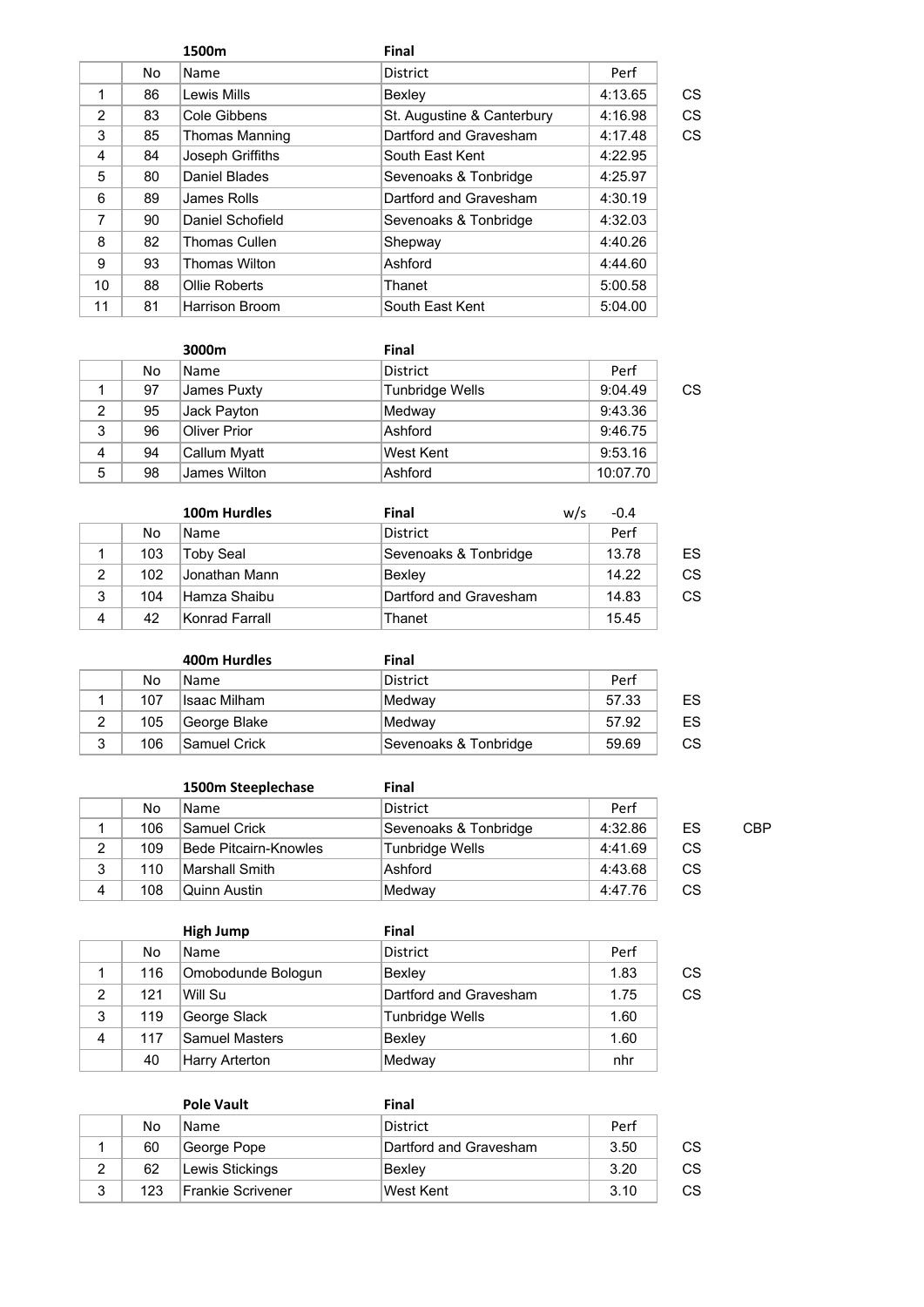### 1500m — Final

| | No | Name | District | Perf | |
|---|---|---|---|---|---|
| 1 | 86 | Lewis Mills | Bexley | 4:13.65 | CS |
| 2 | 83 | Cole Gibbens | St. Augustine & Canterbury | 4:16.98 | CS |
| 3 | 85 | Thomas Manning | Dartford and Gravesham | 4:17.48 | CS |
| 4 | 84 | Joseph Griffiths | South East Kent | 4:22.95 | |
| 5 | 80 | Daniel Blades | Sevenoaks & Tonbridge | 4:25.97 | |
| 6 | 89 | James Rolls | Dartford and Gravesham | 4:30.19 | |
| 7 | 90 | Daniel Schofield | Sevenoaks & Tonbridge | 4:32.03 | |
| 8 | 82 | Thomas Cullen | Shepway | 4:40.26 | |
| 9 | 93 | Thomas Wilton | Ashford | 4:44.60 | |
| 10 | 88 | Ollie Roberts | Thanet | 5:00.58 | |
| 11 | 81 | Harrison Broom | South East Kent | 5:04.00 | |

### 3000m — Final

| | No | Name | District | Perf | |
|---|---|---|---|---|---|
| 1 | 97 | James Puxty | Tunbridge Wells | 9:04.49 | CS |
| 2 | 95 | Jack Payton | Medway | 9:43.36 | |
| 3 | 96 | Oliver Prior | Ashford | 9:46.75 | |
| 4 | 94 | Callum Myatt | West Kent | 9:53.16 | |
| 5 | 98 | James Wilton | Ashford | 10:07.70 | |

### 100m Hurdles — Final — w/s -0.4

| | No | Name | District | Perf | |
|---|---|---|---|---|---|
| 1 | 103 | Toby Seal | Sevenoaks & Tonbridge | 13.78 | ES |
| 2 | 102 | Jonathan Mann | Bexley | 14.22 | CS |
| 3 | 104 | Hamza Shaibu | Dartford and Gravesham | 14.83 | CS |
| 4 | 42 | Konrad Farrall | Thanet | 15.45 | |

### 400m Hurdles — Final

| | No | Name | District | Perf | |
|---|---|---|---|---|---|
| 1 | 107 | Isaac Milham | Medway | 57.33 | ES |
| 2 | 105 | George Blake | Medway | 57.92 | ES |
| 3 | 106 | Samuel Crick | Sevenoaks & Tonbridge | 59.69 | CS |

### 1500m Steeplechase — Final

| | No | Name | District | Perf | | |
|---|---|---|---|---|---|---|
| 1 | 106 | Samuel Crick | Sevenoaks & Tonbridge | 4:32.86 | ES | CBP |
| 2 | 109 | Bede Pitcairn-Knowles | Tunbridge Wells | 4:41.69 | CS | |
| 3 | 110 | Marshall Smith | Ashford | 4:43.68 | CS | |
| 4 | 108 | Quinn Austin | Medway | 4:47.76 | CS | |

### High Jump — Final

| | No | Name | District | Perf | |
|---|---|---|---|---|---|
| 1 | 116 | Omobodunde Bologun | Bexley | 1.83 | CS |
| 2 | 121 | Will Su | Dartford and Gravesham | 1.75 | CS |
| 3 | 119 | George Slack | Tunbridge Wells | 1.60 | |
| 4 | 117 | Samuel Masters | Bexley | 1.60 | |
| | 40 | Harry Arterton | Medway | nhr | |

### Pole Vault — Final

| | No | Name | District | Perf | |
|---|---|---|---|---|---|
| 1 | 60 | George Pope | Dartford and Gravesham | 3.50 | CS |
| 2 | 62 | Lewis Stickings | Bexley | 3.20 | CS |
| 3 | 123 | Frankie Scrivener | West Kent | 3.10 | CS |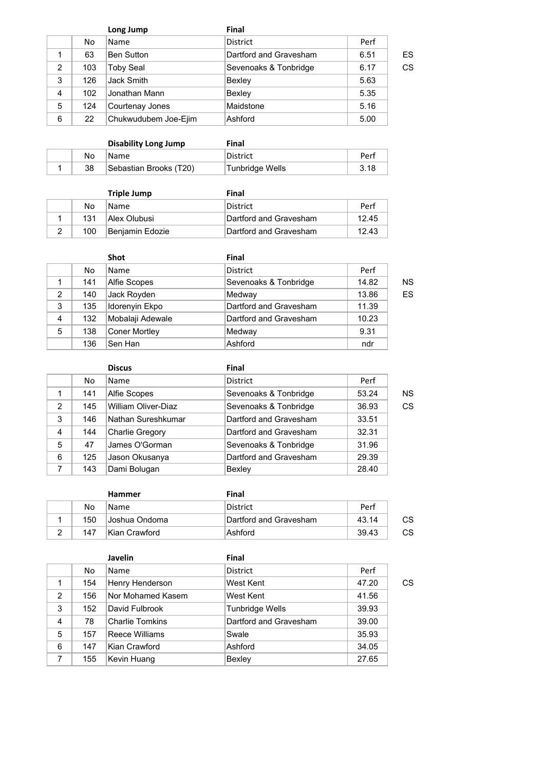**Long Jump** — **Final**

| | No | Name | District | Perf | |
|---|---|---|---|---|---|
| 1 | 63 | Ben Sutton | Dartford and Gravesham | 6.51 | ES |
| 2 | 103 | Toby Seal | Sevenoaks & Tonbridge | 6.17 | CS |
| 3 | 126 | Jack Smith | Bexley | 5.63 | |
| 4 | 102 | Jonathan Mann | Bexley | 5.35 | |
| 5 | 124 | Courtenay Jones | Maidstone | 5.16 | |
| 6 | 22 | Chukwudubem Joe-Ejim | Ashford | 5.00 | |

**Disability Long Jump** — **Final**

| | No | Name | District | Perf |
|---|---|---|---|---|
| 1 | 38 | Sebastian Brooks (T20) | Tunbridge Wells | 3.18 |

**Triple Jump** — **Final**

| | No | Name | District | Perf |
|---|---|---|---|---|
| 1 | 131 | Alex Olubusi | Dartford and Gravesham | 12.45 |
| 2 | 100 | Benjamin Edozie | Dartford and Gravesham | 12.43 |

**Shot** — **Final**

| | No | Name | District | Perf | |
|---|---|---|---|---|---|
| 1 | 141 | Alfie Scopes | Sevenoaks & Tonbridge | 14.82 | NS |
| 2 | 140 | Jack Royden | Medway | 13.86 | ES |
| 3 | 135 | Idorenyin Ekpo | Dartford and Gravesham | 11.39 | |
| 4 | 132 | Mobalaji Adewale | Dartford and Gravesham | 10.23 | |
| 5 | 138 | Coner Mortley | Medway | 9.31 | |
| | 136 | Sen Han | Ashford | ndr | |

**Discus** — **Final**

| | No | Name | District | Perf | |
|---|---|---|---|---|---|
| 1 | 141 | Alfie Scopes | Sevenoaks & Tonbridge | 53.24 | NS |
| 2 | 145 | William Oliver-Diaz | Sevenoaks & Tonbridge | 36.93 | CS |
| 3 | 146 | Nathan Sureshkumar | Dartford and Gravesham | 33.51 | |
| 4 | 144 | Charlie Gregory | Dartford and Gravesham | 32.31 | |
| 5 | 47 | James O'Gorman | Sevenoaks & Tonbridge | 31.96 | |
| 6 | 125 | Jason Okusanya | Dartford and Gravesham | 29.39 | |
| 7 | 143 | Dami Bolugan | Bexley | 28.40 | |

**Hammer** — **Final**

| | No | Name | District | Perf | |
|---|---|---|---|---|---|
| 1 | 150 | Joshua Ondoma | Dartford and Gravesham | 43.14 | CS |
| 2 | 147 | Kian Crawford | Ashford | 39.43 | CS |

**Javelin** — **Final**

| | No | Name | District | Perf | |
|---|---|---|---|---|---|
| 1 | 154 | Henry Henderson | West Kent | 47.20 | CS |
| 2 | 156 | Nor Mohamed Kasem | West Kent | 41.56 | |
| 3 | 152 | David Fulbrook | Tunbridge Wells | 39.93 | |
| 4 | 78 | Charlie Tomkins | Dartford and Gravesham | 39.00 | |
| 5 | 157 | Reece Williams | Swale | 35.93 | |
| 6 | 147 | Kian Crawford | Ashford | 34.05 | |
| 7 | 155 | Kevin Huang | Bexley | 27.65 | |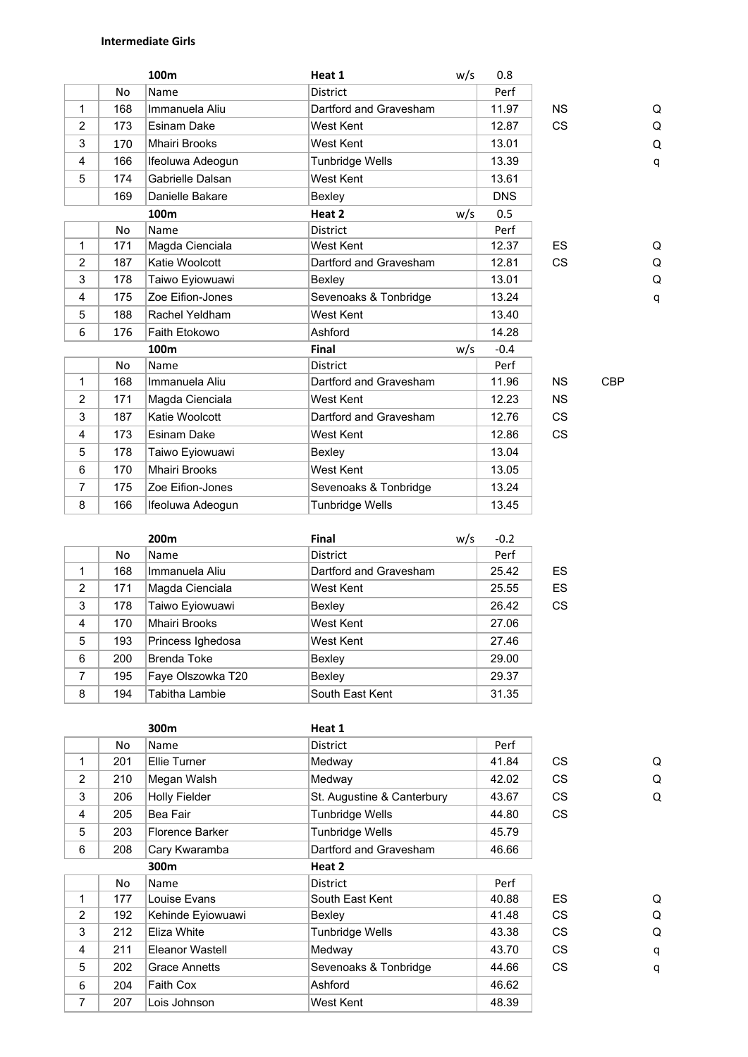**Intermediate Girls**

**100m** — **Heat 1** — w/s 0.8

| | No | Name | District | Perf | | | |
|---|---|---|---|---|---|---|---|
| 1 | 168 | Immanuela Aliu | Dartford and Gravesham | 11.97 | NS | | Q |
| 2 | 173 | Esinam Dake | West Kent | 12.87 | CS | | Q |
| 3 | 170 | Mhairi Brooks | West Kent | 13.01 | | | Q |
| 4 | 166 | Ifeoluwa Adeogun | Tunbridge Wells | 13.39 | | | q |
| 5 | 174 | Gabrielle Dalsan | West Kent | 13.61 | | | |
| | 169 | Danielle Bakare | Bexley | DNS | | | |

**100m** — **Heat 2** — w/s 0.5

| | No | Name | District | Perf | | | |
|---|---|---|---|---|---|---|---|
| 1 | 171 | Magda Cienciala | West Kent | 12.37 | ES | | Q |
| 2 | 187 | Katie Woolcott | Dartford and Gravesham | 12.81 | CS | | Q |
| 3 | 178 | Taiwo Eyiowuawi | Bexley | 13.01 | | | Q |
| 4 | 175 | Zoe Eifion-Jones | Sevenoaks & Tonbridge | 13.24 | | | q |
| 5 | 188 | Rachel Yeldham | West Kent | 13.40 | | | |
| 6 | 176 | Faith Etokowo | Ashford | 14.28 | | | |

**100m** — **Final** — w/s -0.4

| | No | Name | District | Perf | | |
|---|---|---|---|---|---|---|
| 1 | 168 | Immanuela Aliu | Dartford and Gravesham | 11.96 | NS | CBP |
| 2 | 171 | Magda Cienciala | West Kent | 12.23 | NS | |
| 3 | 187 | Katie Woolcott | Dartford and Gravesham | 12.76 | CS | |
| 4 | 173 | Esinam Dake | West Kent | 12.86 | CS | |
| 5 | 178 | Taiwo Eyiowuawi | Bexley | 13.04 | | |
| 6 | 170 | Mhairi Brooks | West Kent | 13.05 | | |
| 7 | 175 | Zoe Eifion-Jones | Sevenoaks & Tonbridge | 13.24 | | |
| 8 | 166 | Ifeoluwa Adeogun | Tunbridge Wells | 13.45 | | |

**200m** — **Final** — w/s -0.2

| | No | Name | District | Perf | |
|---|---|---|---|---|---|
| 1 | 168 | Immanuela Aliu | Dartford and Gravesham | 25.42 | ES |
| 2 | 171 | Magda Cienciala | West Kent | 25.55 | ES |
| 3 | 178 | Taiwo Eyiowuawi | Bexley | 26.42 | CS |
| 4 | 170 | Mhairi Brooks | West Kent | 27.06 | |
| 5 | 193 | Princess Ighedosa | West Kent | 27.46 | |
| 6 | 200 | Brenda Toke | Bexley | 29.00 | |
| 7 | 195 | Faye Olszowka T20 | Bexley | 29.37 | |
| 8 | 194 | Tabitha Lambie | South East Kent | 31.35 | |

**300m** — **Heat 1**

| | No | Name | District | Perf | | | |
|---|---|---|---|---|---|---|---|
| 1 | 201 | Ellie Turner | Medway | 41.84 | CS | | Q |
| 2 | 210 | Megan Walsh | Medway | 42.02 | CS | | Q |
| 3 | 206 | Holly Fielder | St. Augustine & Canterbury | 43.67 | CS | | Q |
| 4 | 205 | Bea Fair | Tunbridge Wells | 44.80 | CS | | |
| 5 | 203 | Florence Barker | Tunbridge Wells | 45.79 | | | |
| 6 | 208 | Cary Kwaramba | Dartford and Gravesham | 46.66 | | | |

**300m** — **Heat 2**

| | No | Name | District | Perf | | | |
|---|---|---|---|---|---|---|---|
| 1 | 177 | Louise Evans | South East Kent | 40.88 | ES | | Q |
| 2 | 192 | Kehinde Eyiowuawi | Bexley | 41.48 | CS | | Q |
| 3 | 212 | Eliza White | Tunbridge Wells | 43.38 | CS | | Q |
| 4 | 211 | Eleanor Wastell | Medway | 43.70 | CS | | q |
| 5 | 202 | Grace Annetts | Sevenoaks & Tonbridge | 44.66 | CS | | q |
| 6 | 204 | Faith Cox | Ashford | 46.62 | | | |
| 7 | 207 | Lois Johnson | West Kent | 48.39 | | | |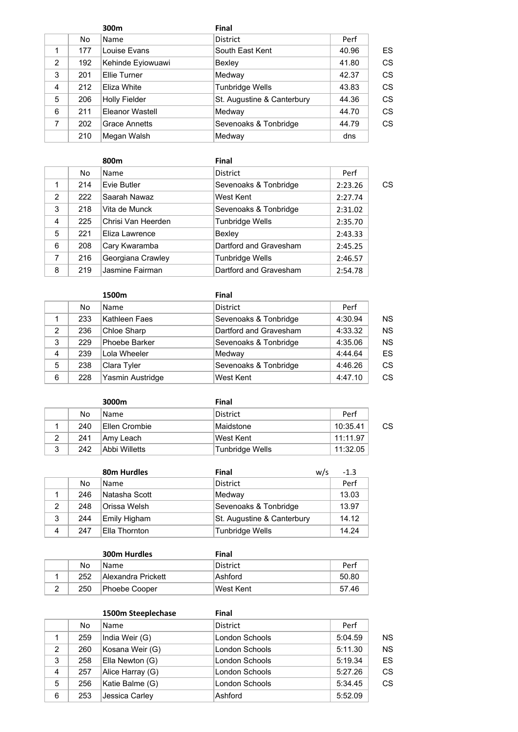### 300m — Final

| | No | Name | District | Perf | |
|---|---|---|---|---|---|
| 1 | 177 | Louise Evans | South East Kent | 40.96 | ES |
| 2 | 192 | Kehinde Eyiowuawi | Bexley | 41.80 | CS |
| 3 | 201 | Ellie Turner | Medway | 42.37 | CS |
| 4 | 212 | Eliza White | Tunbridge Wells | 43.83 | CS |
| 5 | 206 | Holly Fielder | St. Augustine & Canterbury | 44.36 | CS |
| 6 | 211 | Eleanor Wastell | Medway | 44.70 | CS |
| 7 | 202 | Grace Annetts | Sevenoaks & Tonbridge | 44.79 | CS |
| | 210 | Megan Walsh | Medway | dns | |

### 800m — Final

| | No | Name | District | Perf | |
|---|---|---|---|---|---|
| 1 | 214 | Evie Butler | Sevenoaks & Tonbridge | 2:23.26 | CS |
| 2 | 222 | Saarah Nawaz | West Kent | 2:27.74 | |
| 3 | 218 | Vita de Munck | Sevenoaks & Tonbridge | 2:31.02 | |
| 4 | 225 | Chrisi Van Heerden | Tunbridge Wells | 2:35.70 | |
| 5 | 221 | Eliza Lawrence | Bexley | 2:43.33 | |
| 6 | 208 | Cary Kwaramba | Dartford and Gravesham | 2:45.25 | |
| 7 | 216 | Georgiana Crawley | Tunbridge Wells | 2:46.57 | |
| 8 | 219 | Jasmine Fairman | Dartford and Gravesham | 2:54.78 | |

### 1500m — Final

| | No | Name | District | Perf | |
|---|---|---|---|---|---|
| 1 | 233 | Kathleen Faes | Sevenoaks & Tonbridge | 4:30.94 | NS |
| 2 | 236 | Chloe Sharp | Dartford and Gravesham | 4:33.32 | NS |
| 3 | 229 | Phoebe Barker | Sevenoaks & Tonbridge | 4:35.06 | NS |
| 4 | 239 | Lola Wheeler | Medway | 4:44.64 | ES |
| 5 | 238 | Clara Tyler | Sevenoaks & Tonbridge | 4:46.26 | CS |
| 6 | 228 | Yasmin Austridge | West Kent | 4:47.10 | CS |

### 3000m — Final

| | No | Name | District | Perf | |
|---|---|---|---|---|---|
| 1 | 240 | Ellen Crombie | Maidstone | 10:35.41 | CS |
| 2 | 241 | Amy Leach | West Kent | 11:11.97 | |
| 3 | 242 | Abbi Willetts | Tunbridge Wells | 11:32.05 | |

### 80m Hurdles — Final — w/s -1.3

| | No | Name | District | Perf |
|---|---|---|---|---|
| 1 | 246 | Natasha Scott | Medway | 13.03 |
| 2 | 248 | Orissa Welsh | Sevenoaks & Tonbridge | 13.97 |
| 3 | 244 | Emily Higham | St. Augustine & Canterbury | 14.12 |
| 4 | 247 | Ella Thornton | Tunbridge Wells | 14.24 |

### 300m Hurdles — Final

| | No | Name | District | Perf |
|---|---|---|---|---|
| 1 | 252 | Alexandra Prickett | Ashford | 50.80 |
| 2 | 250 | Phoebe Cooper | West Kent | 57.46 |

### 1500m Steeplechase — Final

| | No | Name | District | Perf | |
|---|---|---|---|---|---|
| 1 | 259 | India Weir (G) | London Schools | 5:04.59 | NS |
| 2 | 260 | Kosana Weir (G) | London Schools | 5:11.30 | NS |
| 3 | 258 | Ella Newton (G) | London Schools | 5:19.34 | ES |
| 4 | 257 | Alice Harray (G) | London Schools | 5:27.26 | CS |
| 5 | 256 | Katie Balme (G) | London Schools | 5:34.45 | CS |
| 6 | 253 | Jessica Carley | Ashford | 5:52.09 | |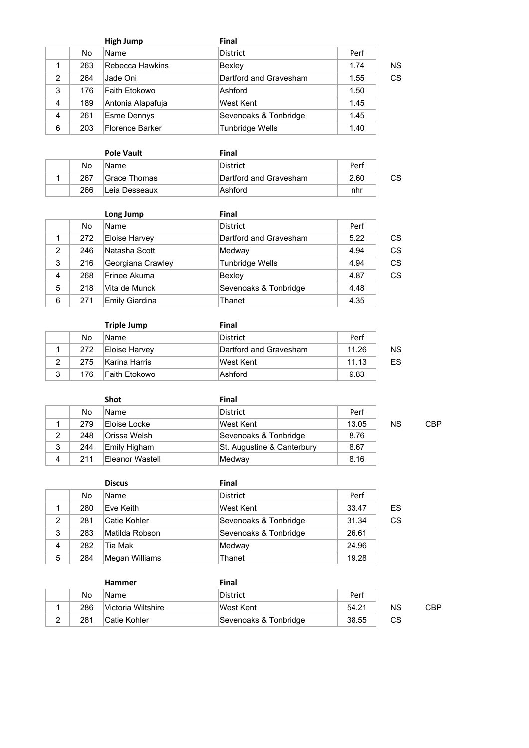| | **High Jump** | | **Final** | | | |
|---|---|---|---|---|---|---|
| | No | Name | District | Perf | | |
| 1 | 263 | Rebecca Hawkins | Bexley | 1.74 | NS | |
| 2 | 264 | Jade Oni | Dartford and Gravesham | 1.55 | CS | |
| 3 | 176 | Faith Etokowo | Ashford | 1.50 | | |
| 4 | 189 | Antonia Alapafuja | West Kent | 1.45 | | |
| 4 | 261 | Esme Dennys | Sevenoaks & Tonbridge | 1.45 | | |
| 6 | 203 | Florence Barker | Tunbridge Wells | 1.40 | | |

| | **Pole Vault** | | **Final** | | | |
|---|---|---|---|---|---|---|
| | No | Name | District | Perf | | |
| 1 | 267 | Grace Thomas | Dartford and Gravesham | 2.60 | CS | |
| | 266 | Leia Desseaux | Ashford | nhr | | |

| | **Long Jump** | | **Final** | | | |
|---|---|---|---|---|---|---|
| | No | Name | District | Perf | | |
| 1 | 272 | Eloise Harvey | Dartford and Gravesham | 5.22 | CS | |
| 2 | 246 | Natasha Scott | Medway | 4.94 | CS | |
| 3 | 216 | Georgiana Crawley | Tunbridge Wells | 4.94 | CS | |
| 4 | 268 | Frinee Akuma | Bexley | 4.87 | CS | |
| 5 | 218 | Vita de Munck | Sevenoaks & Tonbridge | 4.48 | | |
| 6 | 271 | Emily Giardina | Thanet | 4.35 | | |

| | **Triple Jump** | | **Final** | | | |
|---|---|---|---|---|---|---|
| | No | Name | District | Perf | | |
| 1 | 272 | Eloise Harvey | Dartford and Gravesham | 11.26 | NS | |
| 2 | 275 | Karina Harris | West Kent | 11.13 | ES | |
| 3 | 176 | Faith Etokowo | Ashford | 9.83 | | |

| | **Shot** | | **Final** | | | |
|---|---|---|---|---|---|---|
| | No | Name | District | Perf | | |
| 1 | 279 | Eloise Locke | West Kent | 13.05 | NS | CBP |
| 2 | 248 | Orissa Welsh | Sevenoaks & Tonbridge | 8.76 | | |
| 3 | 244 | Emily Higham | St. Augustine & Canterbury | 8.67 | | |
| 4 | 211 | Eleanor Wastell | Medway | 8.16 | | |

| | **Discus** | | **Final** | | | |
|---|---|---|---|---|---|---|
| | No | Name | District | Perf | | |
| 1 | 280 | Eve Keith | West Kent | 33.47 | ES | |
| 2 | 281 | Catie Kohler | Sevenoaks & Tonbridge | 31.34 | CS | |
| 3 | 283 | Matilda Robson | Sevenoaks & Tonbridge | 26.61 | | |
| 4 | 282 | Tia Mak | Medway | 24.96 | | |
| 5 | 284 | Megan Williams | Thanet | 19.28 | | |

| | **Hammer** | | **Final** | | | |
|---|---|---|---|---|---|---|
| | No | Name | District | Perf | | |
| 1 | 286 | Victoria Wiltshire | West Kent | 54.21 | NS | CBP |
| 2 | 281 | Catie Kohler | Sevenoaks & Tonbridge | 38.55 | CS | |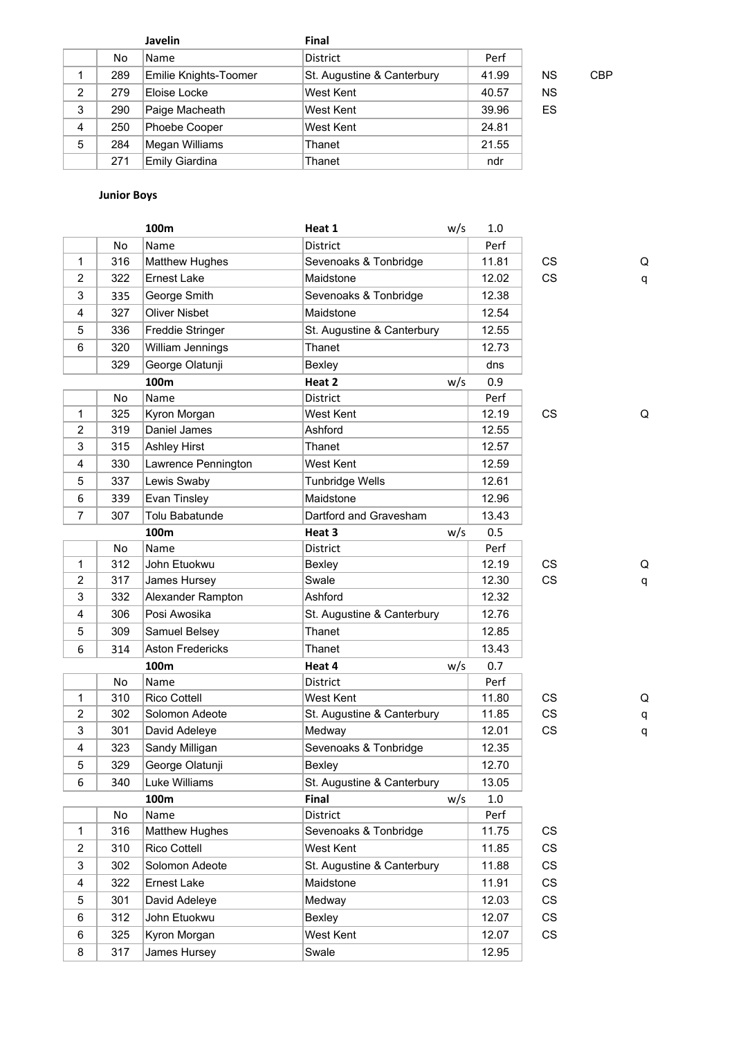| | No | Javelin<br>Name | Final<br>District | Perf | | | |
|---|---|---|---|---|---|---|---|
| 1 | 289 | Emilie Knights-Toomer | St. Augustine & Canterbury | 41.99 | NS | CBP | |
| 2 | 279 | Eloise Locke | West Kent | 40.57 | NS | | |
| 3 | 290 | Paige Macheath | West Kent | 39.96 | ES | | |
| 4 | 250 | Phoebe Cooper | West Kent | 24.81 | | | |
| 5 | 284 | Megan Williams | Thanet | 21.55 | | | |
| | 271 | Emily Giardina | Thanet | ndr | | | |

**Junior Boys**

| | | 100m | Heat 1 w/s | 1.0 | | |
|---|---|---|---|---|---|---|
| | No | Name | District | Perf | | |
| 1 | 316 | Matthew Hughes | Sevenoaks & Tonbridge | 11.81 | CS | Q |
| 2 | 322 | Ernest Lake | Maidstone | 12.02 | CS | q |
| 3 | 335 | George Smith | Sevenoaks & Tonbridge | 12.38 | | |
| 4 | 327 | Oliver Nisbet | Maidstone | 12.54 | | |
| 5 | 336 | Freddie Stringer | St. Augustine & Canterbury | 12.55 | | |
| 6 | 320 | William Jennings | Thanet | 12.73 | | |
| | 329 | George Olatunji | Bexley | dns | | |

| | | 100m | Heat 2 w/s | 0.9 | | |
|---|---|---|---|---|---|---|
| | No | Name | District | Perf | | |
| 1 | 325 | Kyron Morgan | West Kent | 12.19 | CS | Q |
| 2 | 319 | Daniel James | Ashford | 12.55 | | |
| 3 | 315 | Ashley Hirst | Thanet | 12.57 | | |
| 4 | 330 | Lawrence Pennington | West Kent | 12.59 | | |
| 5 | 337 | Lewis Swaby | Tunbridge Wells | 12.61 | | |
| 6 | 339 | Evan Tinsley | Maidstone | 12.96 | | |
| 7 | 307 | Tolu Babatunde | Dartford and Gravesham | 13.43 | | |

| | | 100m | Heat 3 w/s | 0.5 | | |
|---|---|---|---|---|---|---|
| | No | Name | District | Perf | | |
| 1 | 312 | John Etuokwu | Bexley | 12.19 | CS | Q |
| 2 | 317 | James Hursey | Swale | 12.30 | CS | q |
| 3 | 332 | Alexander Rampton | Ashford | 12.32 | | |
| 4 | 306 | Posi Awosika | St. Augustine & Canterbury | 12.76 | | |
| 5 | 309 | Samuel Belsey | Thanet | 12.85 | | |
| 6 | 314 | Aston Fredericks | Thanet | 13.43 | | |

| | | 100m | Heat 4 w/s | 0.7 | | |
|---|---|---|---|---|---|---|
| | No | Name | District | Perf | | |
| 1 | 310 | Rico Cottell | West Kent | 11.80 | CS | Q |
| 2 | 302 | Solomon Adeote | St. Augustine & Canterbury | 11.85 | CS | q |
| 3 | 301 | David Adeleye | Medway | 12.01 | CS | q |
| 4 | 323 | Sandy Milligan | Sevenoaks & Tonbridge | 12.35 | | |
| 5 | 329 | George Olatunji | Bexley | 12.70 | | |
| 6 | 340 | Luke Williams | St. Augustine & Canterbury | 13.05 | | |

| | | 100m | Final w/s | 1.0 | |
|---|---|---|---|---|---|
| | No | Name | District | Perf | |
| 1 | 316 | Matthew Hughes | Sevenoaks & Tonbridge | 11.75 | CS |
| 2 | 310 | Rico Cottell | West Kent | 11.85 | CS |
| 3 | 302 | Solomon Adeote | St. Augustine & Canterbury | 11.88 | CS |
| 4 | 322 | Ernest Lake | Maidstone | 11.91 | CS |
| 5 | 301 | David Adeleye | Medway | 12.03 | CS |
| 6 | 312 | John Etuokwu | Bexley | 12.07 | CS |
| 6 | 325 | Kyron Morgan | West Kent | 12.07 | CS |
| 8 | 317 | James Hursey | Swale | 12.95 | |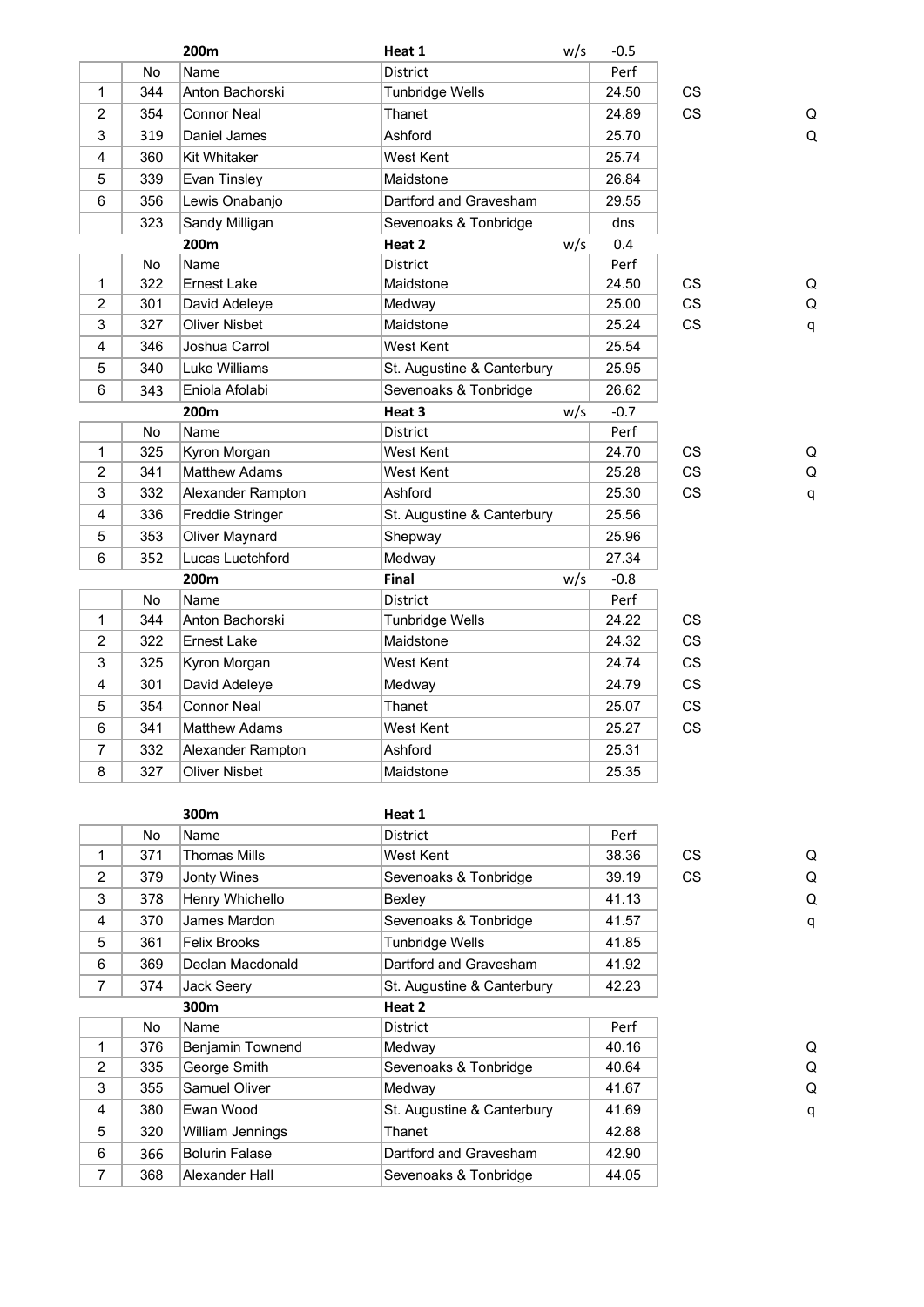### 200m Heat 1 (w/s -0.5)

| | No | Name | District | Perf | | |
|---|---|---|---|---|---|---|
| 1 | 344 | Anton Bachorski | Tunbridge Wells | 24.50 | CS | |
| 2 | 354 | Connor Neal | Thanet | 24.89 | CS | Q |
| 3 | 319 | Daniel James | Ashford | 25.70 | | Q |
| 4 | 360 | Kit Whitaker | West Kent | 25.74 | | |
| 5 | 339 | Evan Tinsley | Maidstone | 26.84 | | |
| 6 | 356 | Lewis Onabanjo | Dartford and Gravesham | 29.55 | | |
| | 323 | Sandy Milligan | Sevenoaks & Tonbridge | dns | | |

### 200m Heat 2 (w/s 0.4)

| | No | Name | District | Perf | | |
|---|---|---|---|---|---|---|
| 1 | 322 | Ernest Lake | Maidstone | 24.50 | CS | Q |
| 2 | 301 | David Adeleye | Medway | 25.00 | CS | Q |
| 3 | 327 | Oliver Nisbet | Maidstone | 25.24 | CS | q |
| 4 | 346 | Joshua Carrol | West Kent | 25.54 | | |
| 5 | 340 | Luke Williams | St. Augustine & Canterbury | 25.95 | | |
| 6 | 343 | Eniola Afolabi | Sevenoaks & Tonbridge | 26.62 | | |

### 200m Heat 3 (w/s -0.7)

| | No | Name | District | Perf | | |
|---|---|---|---|---|---|---|
| 1 | 325 | Kyron Morgan | West Kent | 24.70 | CS | Q |
| 2 | 341 | Matthew Adams | West Kent | 25.28 | CS | Q |
| 3 | 332 | Alexander Rampton | Ashford | 25.30 | CS | q |
| 4 | 336 | Freddie Stringer | St. Augustine & Canterbury | 25.56 | | |
| 5 | 353 | Oliver Maynard | Shepway | 25.96 | | |
| 6 | 352 | Lucas Luetchford | Medway | 27.34 | | |

### 200m Final (w/s -0.8)

| | No | Name | District | Perf | |
|---|---|---|---|---|---|
| 1 | 344 | Anton Bachorski | Tunbridge Wells | 24.22 | CS |
| 2 | 322 | Ernest Lake | Maidstone | 24.32 | CS |
| 3 | 325 | Kyron Morgan | West Kent | 24.74 | CS |
| 4 | 301 | David Adeleye | Medway | 24.79 | CS |
| 5 | 354 | Connor Neal | Thanet | 25.07 | CS |
| 6 | 341 | Matthew Adams | West Kent | 25.27 | CS |
| 7 | 332 | Alexander Rampton | Ashford | 25.31 | |
| 8 | 327 | Oliver Nisbet | Maidstone | 25.35 | |

### 300m Heat 1

| | No | Name | District | Perf | | |
|---|---|---|---|---|---|---|
| 1 | 371 | Thomas Mills | West Kent | 38.36 | CS | Q |
| 2 | 379 | Jonty Wines | Sevenoaks & Tonbridge | 39.19 | CS | Q |
| 3 | 378 | Henry Whichello | Bexley | 41.13 | | Q |
| 4 | 370 | James Mardon | Sevenoaks & Tonbridge | 41.57 | | q |
| 5 | 361 | Felix Brooks | Tunbridge Wells | 41.85 | | |
| 6 | 369 | Declan Macdonald | Dartford and Gravesham | 41.92 | | |
| 7 | 374 | Jack Seery | St. Augustine & Canterbury | 42.23 | | |

### 300m Heat 2

| | No | Name | District | Perf | | |
|---|---|---|---|---|---|---|
| 1 | 376 | Benjamin Townend | Medway | 40.16 | | Q |
| 2 | 335 | George Smith | Sevenoaks & Tonbridge | 40.64 | | Q |
| 3 | 355 | Samuel Oliver | Medway | 41.67 | | Q |
| 4 | 380 | Ewan Wood | St. Augustine & Canterbury | 41.69 | | q |
| 5 | 320 | William Jennings | Thanet | 42.88 | | |
| 6 | 366 | Bolurin Falase | Dartford and Gravesham | 42.90 | | |
| 7 | 368 | Alexander Hall | Sevenoaks & Tonbridge | 44.05 | | |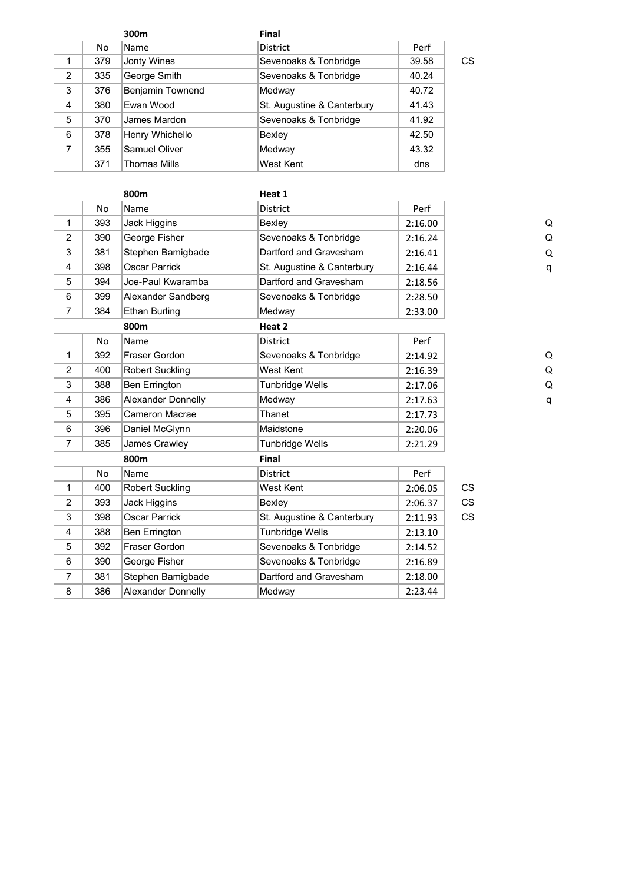**300m** **Final**

| | No | Name | District | Perf | |
|---|---|---|---|---|---|
| 1 | 379 | Jonty Wines | Sevenoaks & Tonbridge | 39.58 | CS |
| 2 | 335 | George Smith | Sevenoaks & Tonbridge | 40.24 | |
| 3 | 376 | Benjamin Townend | Medway | 40.72 | |
| 4 | 380 | Ewan Wood | St. Augustine & Canterbury | 41.43 | |
| 5 | 370 | James Mardon | Sevenoaks & Tonbridge | 41.92 | |
| 6 | 378 | Henry Whichello | Bexley | 42.50 | |
| 7 | 355 | Samuel Oliver | Medway | 43.32 | |
| | 371 | Thomas Mills | West Kent | dns | |

**800m** **Heat 1**

| | No | Name | District | Perf | |
|---|---|---|---|---|---|
| 1 | 393 | Jack Higgins | Bexley | 2:16.00 | Q |
| 2 | 390 | George Fisher | Sevenoaks & Tonbridge | 2:16.24 | Q |
| 3 | 381 | Stephen Bamigbade | Dartford and Gravesham | 2:16.41 | Q |
| 4 | 398 | Oscar Parrick | St. Augustine & Canterbury | 2:16.44 | q |
| 5 | 394 | Joe-Paul Kwaramba | Dartford and Gravesham | 2:18.56 | |
| 6 | 399 | Alexander Sandberg | Sevenoaks & Tonbridge | 2:28.50 | |
| 7 | 384 | Ethan Burling | Medway | 2:33.00 | |

**800m** **Heat 2**

| | No | Name | District | Perf | |
|---|---|---|---|---|---|
| 1 | 392 | Fraser Gordon | Sevenoaks & Tonbridge | 2:14.92 | Q |
| 2 | 400 | Robert Suckling | West Kent | 2:16.39 | Q |
| 3 | 388 | Ben Errington | Tunbridge Wells | 2:17.06 | Q |
| 4 | 386 | Alexander Donnelly | Medway | 2:17.63 | q |
| 5 | 395 | Cameron Macrae | Thanet | 2:17.73 | |
| 6 | 396 | Daniel McGlynn | Maidstone | 2:20.06 | |
| 7 | 385 | James Crawley | Tunbridge Wells | 2:21.29 | |

**800m** **Final**

| | No | Name | District | Perf | |
|---|---|---|---|---|---|
| 1 | 400 | Robert Suckling | West Kent | 2:06.05 | CS |
| 2 | 393 | Jack Higgins | Bexley | 2:06.37 | CS |
| 3 | 398 | Oscar Parrick | St. Augustine & Canterbury | 2:11.93 | CS |
| 4 | 388 | Ben Errington | Tunbridge Wells | 2:13.10 | |
| 5 | 392 | Fraser Gordon | Sevenoaks & Tonbridge | 2:14.52 | |
| 6 | 390 | George Fisher | Sevenoaks & Tonbridge | 2:16.89 | |
| 7 | 381 | Stephen Bamigbade | Dartford and Gravesham | 2:18.00 | |
| 8 | 386 | Alexander Donnelly | Medway | 2:23.44 | |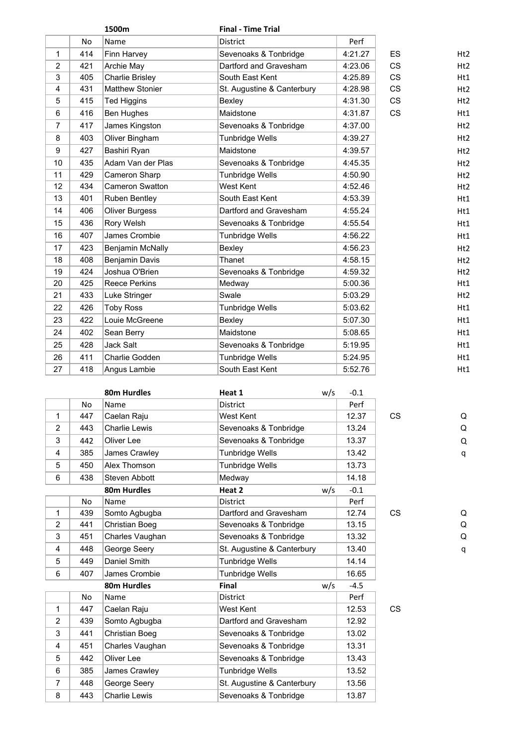| | No | 1500m<br>Name | Final - Time Trial<br>District | Perf | | |
|---|---|---|---|---|---|---|
| 1 | 414 | Finn Harvey | Sevenoaks & Tonbridge | 4:21.27 | ES | Ht2 |
| 2 | 421 | Archie May | Dartford and Gravesham | 4:23.06 | CS | Ht2 |
| 3 | 405 | Charlie Brisley | South East Kent | 4:25.89 | CS | Ht1 |
| 4 | 431 | Matthew Stonier | St. Augustine & Canterbury | 4:28.98 | CS | Ht2 |
| 5 | 415 | Ted Higgins | Bexley | 4:31.30 | CS | Ht2 |
| 6 | 416 | Ben Hughes | Maidstone | 4:31.87 | CS | Ht1 |
| 7 | 417 | James Kingston | Sevenoaks & Tonbridge | 4:37.00 | | Ht2 |
| 8 | 403 | Oliver Bingham | Tunbridge Wells | 4:39.27 | | Ht2 |
| 9 | 427 | Bashiri Ryan | Maidstone | 4:39.57 | | Ht2 |
| 10 | 435 | Adam Van der Plas | Sevenoaks & Tonbridge | 4:45.35 | | Ht2 |
| 11 | 429 | Cameron Sharp | Tunbridge Wells | 4:50.90 | | Ht2 |
| 12 | 434 | Cameron Swatton | West Kent | 4:52.46 | | Ht2 |
| 13 | 401 | Ruben Bentley | South East Kent | 4:53.39 | | Ht1 |
| 14 | 406 | Oliver Burgess | Dartford and Gravesham | 4:55.24 | | Ht1 |
| 15 | 436 | Rory Welsh | Sevenoaks & Tonbridge | 4:55.54 | | Ht1 |
| 16 | 407 | James Crombie | Tunbridge Wells | 4:56.22 | | Ht1 |
| 17 | 423 | Benjamin McNally | Bexley | 4:56.23 | | Ht2 |
| 18 | 408 | Benjamin Davis | Thanet | 4:58.15 | | Ht2 |
| 19 | 424 | Joshua O'Brien | Sevenoaks & Tonbridge | 4:59.32 | | Ht2 |
| 20 | 425 | Reece Perkins | Medway | 5:00.36 | | Ht1 |
| 21 | 433 | Luke Stringer | Swale | 5:03.29 | | Ht2 |
| 22 | 426 | Toby Ross | Tunbridge Wells | 5:03.62 | | Ht1 |
| 23 | 422 | Louie McGreene | Bexley | 5:07.30 | | Ht1 |
| 24 | 402 | Sean Berry | Maidstone | 5:08.65 | | Ht1 |
| 25 | 428 | Jack Salt | Sevenoaks & Tonbridge | 5:19.95 | | Ht1 |
| 26 | 411 | Charlie Godden | Tunbridge Wells | 5:24.95 | | Ht1 |
| 27 | 418 | Angus Lambie | South East Kent | 5:52.76 | | Ht1 |

| | No | 80m Hurdles<br>Name | Heat 1 w/s<br>District | -0.1<br>Perf | | |
|---|---|---|---|---|---|---|
| 1 | 447 | Caelan Raju | West Kent | 12.37 | CS | Q |
| 2 | 443 | Charlie Lewis | Sevenoaks & Tonbridge | 13.24 | | Q |
| 3 | 442 | Oliver Lee | Sevenoaks & Tonbridge | 13.37 | | Q |
| 4 | 385 | James Crawley | Tunbridge Wells | 13.42 | | q |
| 5 | 450 | Alex Thomson | Tunbridge Wells | 13.73 | | |
| 6 | 438 | Steven Abbott | Medway | 14.18 | | |

| | No | 80m Hurdles<br>Name | Heat 2 w/s<br>District | -0.1<br>Perf | | |
|---|---|---|---|---|---|---|
| 1 | 439 | Somto Agbugba | Dartford and Gravesham | 12.74 | CS | Q |
| 2 | 441 | Christian Boeg | Sevenoaks & Tonbridge | 13.15 | | Q |
| 3 | 451 | Charles Vaughan | Sevenoaks & Tonbridge | 13.32 | | Q |
| 4 | 448 | George Seery | St. Augustine & Canterbury | 13.40 | | q |
| 5 | 449 | Daniel Smith | Tunbridge Wells | 14.14 | | |
| 6 | 407 | James Crombie | Tunbridge Wells | 16.65 | | |

| | No | 80m Hurdles<br>Name | Final w/s<br>District | -4.5<br>Perf | |
|---|---|---|---|---|---|
| 1 | 447 | Caelan Raju | West Kent | 12.53 | CS |
| 2 | 439 | Somto Agbugba | Dartford and Gravesham | 12.92 | |
| 3 | 441 | Christian Boeg | Sevenoaks & Tonbridge | 13.02 | |
| 4 | 451 | Charles Vaughan | Sevenoaks & Tonbridge | 13.31 | |
| 5 | 442 | Oliver Lee | Sevenoaks & Tonbridge | 13.43 | |
| 6 | 385 | James Crawley | Tunbridge Wells | 13.52 | |
| 7 | 448 | George Seery | St. Augustine & Canterbury | 13.56 | |
| 8 | 443 | Charlie Lewis | Sevenoaks & Tonbridge | 13.87 | |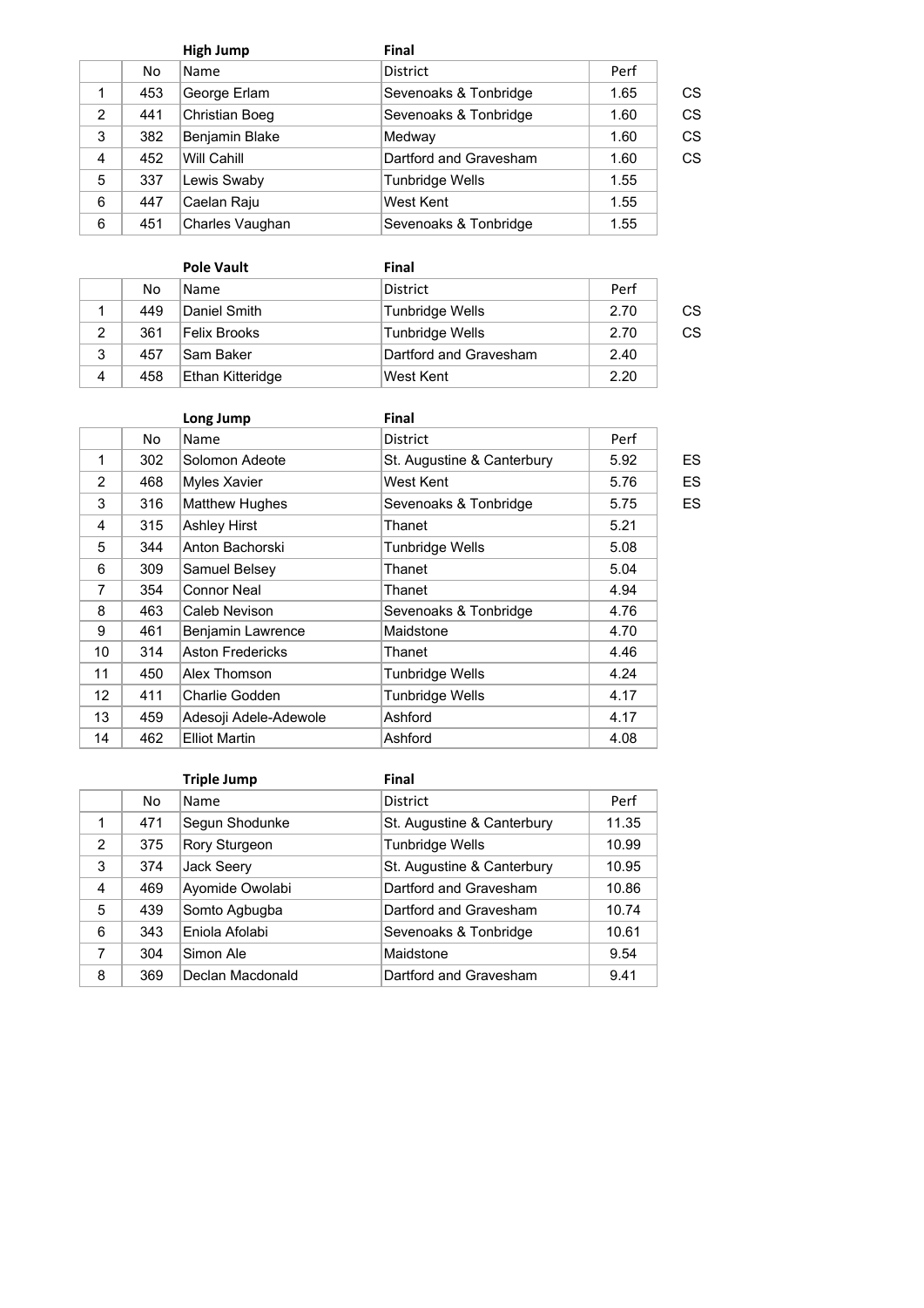| | No | High Jump<br>Name | Final<br>District | Perf | |
|---|---|---|---|---|---|
| 1 | 453 | George Erlam | Sevenoaks & Tonbridge | 1.65 | CS |
| 2 | 441 | Christian Boeg | Sevenoaks & Tonbridge | 1.60 | CS |
| 3 | 382 | Benjamin Blake | Medway | 1.60 | CS |
| 4 | 452 | Will Cahill | Dartford and Gravesham | 1.60 | CS |
| 5 | 337 | Lewis Swaby | Tunbridge Wells | 1.55 | |
| 6 | 447 | Caelan Raju | West Kent | 1.55 | |
| 6 | 451 | Charles Vaughan | Sevenoaks & Tonbridge | 1.55 | |

| | No | Pole Vault<br>Name | Final<br>District | Perf | |
|---|---|---|---|---|---|
| 1 | 449 | Daniel Smith | Tunbridge Wells | 2.70 | CS |
| 2 | 361 | Felix Brooks | Tunbridge Wells | 2.70 | CS |
| 3 | 457 | Sam Baker | Dartford and Gravesham | 2.40 | |
| 4 | 458 | Ethan Kitteridge | West Kent | 2.20 | |

| | No | Long Jump<br>Name | Final<br>District | Perf | |
|---|---|---|---|---|---|
| 1 | 302 | Solomon Adeote | St. Augustine & Canterbury | 5.92 | ES |
| 2 | 468 | Myles Xavier | West Kent | 5.76 | ES |
| 3 | 316 | Matthew Hughes | Sevenoaks & Tonbridge | 5.75 | ES |
| 4 | 315 | Ashley Hirst | Thanet | 5.21 | |
| 5 | 344 | Anton Bachorski | Tunbridge Wells | 5.08 | |
| 6 | 309 | Samuel Belsey | Thanet | 5.04 | |
| 7 | 354 | Connor Neal | Thanet | 4.94 | |
| 8 | 463 | Caleb Nevison | Sevenoaks & Tonbridge | 4.76 | |
| 9 | 461 | Benjamin Lawrence | Maidstone | 4.70 | |
| 10 | 314 | Aston Fredericks | Thanet | 4.46 | |
| 11 | 450 | Alex Thomson | Tunbridge Wells | 4.24 | |
| 12 | 411 | Charlie Godden | Tunbridge Wells | 4.17 | |
| 13 | 459 | Adesoji Adele-Adewole | Ashford | 4.17 | |
| 14 | 462 | Elliot Martin | Ashford | 4.08 | |

| | No | Triple Jump<br>Name | Final<br>District | Perf |
|---|---|---|---|---|
| 1 | 471 | Segun Shodunke | St. Augustine & Canterbury | 11.35 |
| 2 | 375 | Rory Sturgeon | Tunbridge Wells | 10.99 |
| 3 | 374 | Jack Seery | St. Augustine & Canterbury | 10.95 |
| 4 | 469 | Ayomide Owolabi | Dartford and Gravesham | 10.86 |
| 5 | 439 | Somto Agbugba | Dartford and Gravesham | 10.74 |
| 6 | 343 | Eniola Afolabi | Sevenoaks & Tonbridge | 10.61 |
| 7 | 304 | Simon Ale | Maidstone | 9.54 |
| 8 | 369 | Declan Macdonald | Dartford and Gravesham | 9.41 |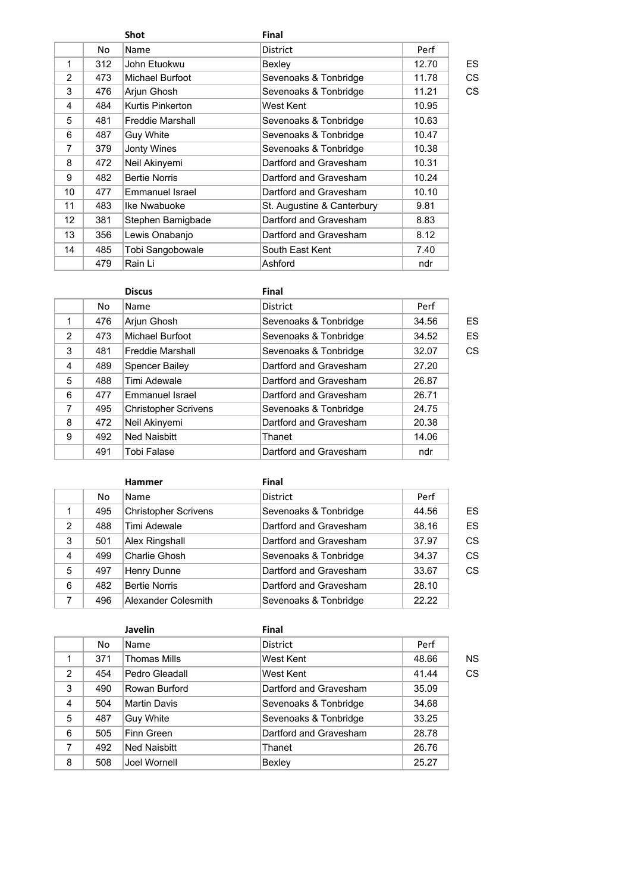### Shot — Final

| | No | Name | District | Perf | |
|---|---|---|---|---|---|
| 1 | 312 | John Etuokwu | Bexley | 12.70 | ES |
| 2 | 473 | Michael Burfoot | Sevenoaks & Tonbridge | 11.78 | CS |
| 3 | 476 | Arjun Ghosh | Sevenoaks & Tonbridge | 11.21 | CS |
| 4 | 484 | Kurtis Pinkerton | West Kent | 10.95 | |
| 5 | 481 | Freddie Marshall | Sevenoaks & Tonbridge | 10.63 | |
| 6 | 487 | Guy White | Sevenoaks & Tonbridge | 10.47 | |
| 7 | 379 | Jonty Wines | Sevenoaks & Tonbridge | 10.38 | |
| 8 | 472 | Neil Akinyemi | Dartford and Gravesham | 10.31 | |
| 9 | 482 | Bertie Norris | Dartford and Gravesham | 10.24 | |
| 10 | 477 | Emmanuel Israel | Dartford and Gravesham | 10.10 | |
| 11 | 483 | Ike Nwabuoke | St. Augustine & Canterbury | 9.81 | |
| 12 | 381 | Stephen Bamigbade | Dartford and Gravesham | 8.83 | |
| 13 | 356 | Lewis Onabanjo | Dartford and Gravesham | 8.12 | |
| 14 | 485 | Tobi Sangobowale | South East Kent | 7.40 | |
| | 479 | Rain Li | Ashford | ndr | |

### Discus — Final

| | No | Name | District | Perf | |
|---|---|---|---|---|---|
| 1 | 476 | Arjun Ghosh | Sevenoaks & Tonbridge | 34.56 | ES |
| 2 | 473 | Michael Burfoot | Sevenoaks & Tonbridge | 34.52 | ES |
| 3 | 481 | Freddie Marshall | Sevenoaks & Tonbridge | 32.07 | CS |
| 4 | 489 | Spencer Bailey | Dartford and Gravesham | 27.20 | |
| 5 | 488 | Timi Adewale | Dartford and Gravesham | 26.87 | |
| 6 | 477 | Emmanuel Israel | Dartford and Gravesham | 26.71 | |
| 7 | 495 | Christopher Scrivens | Sevenoaks & Tonbridge | 24.75 | |
| 8 | 472 | Neil Akinyemi | Dartford and Gravesham | 20.38 | |
| 9 | 492 | Ned Naisbitt | Thanet | 14.06 | |
| | 491 | Tobi Falase | Dartford and Gravesham | ndr | |

### Hammer — Final

| | No | Name | District | Perf | |
|---|---|---|---|---|---|
| 1 | 495 | Christopher Scrivens | Sevenoaks & Tonbridge | 44.56 | ES |
| 2 | 488 | Timi Adewale | Dartford and Gravesham | 38.16 | ES |
| 3 | 501 | Alex Ringshall | Dartford and Gravesham | 37.97 | CS |
| 4 | 499 | Charlie Ghosh | Sevenoaks & Tonbridge | 34.37 | CS |
| 5 | 497 | Henry Dunne | Dartford and Gravesham | 33.67 | CS |
| 6 | 482 | Bertie Norris | Dartford and Gravesham | 28.10 | |
| 7 | 496 | Alexander Colesmith | Sevenoaks & Tonbridge | 22.22 | |

### Javelin — Final

| | No | Name | District | Perf | |
|---|---|---|---|---|---|
| 1 | 371 | Thomas Mills | West Kent | 48.66 | NS |
| 2 | 454 | Pedro Gleadall | West Kent | 41.44 | CS |
| 3 | 490 | Rowan Burford | Dartford and Gravesham | 35.09 | |
| 4 | 504 | Martin Davis | Sevenoaks & Tonbridge | 34.68 | |
| 5 | 487 | Guy White | Sevenoaks & Tonbridge | 33.25 | |
| 6 | 505 | Finn Green | Dartford and Gravesham | 28.78 | |
| 7 | 492 | Ned Naisbitt | Thanet | 26.76 | |
| 8 | 508 | Joel Wornell | Bexley | 25.27 | |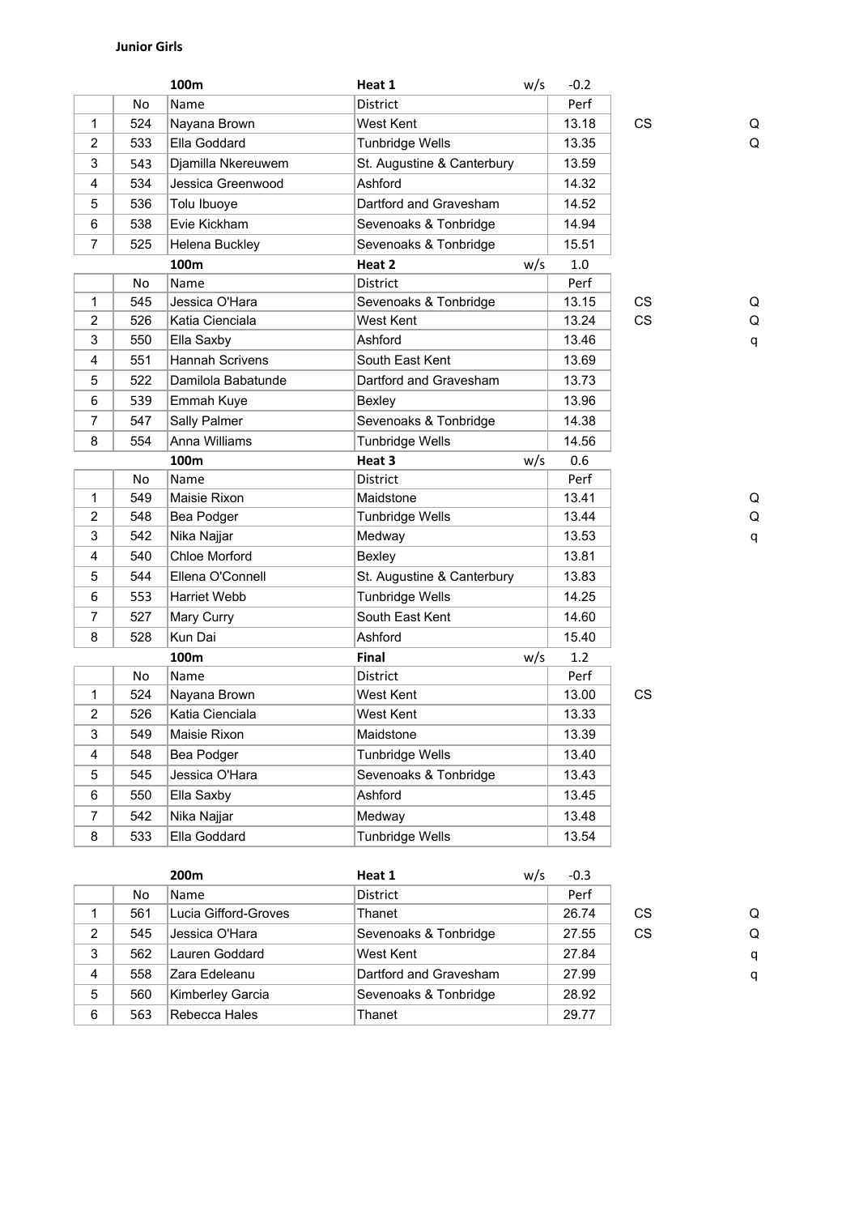**Junior Girls**

| | No | 100m<br>Name | Heat 1<br>District | w/s -0.2<br>Perf | | |
|---|---|---|---|---|---|---|
| 1 | 524 | Nayana Brown | West Kent | 13.18 | CS | Q |
| 2 | 533 | Ella Goddard | Tunbridge Wells | 13.35 | | Q |
| 3 | 543 | Djamilla Nkereuwem | St. Augustine & Canterbury | 13.59 | | |
| 4 | 534 | Jessica Greenwood | Ashford | 14.32 | | |
| 5 | 536 | Tolu Ibuoye | Dartford and Gravesham | 14.52 | | |
| 6 | 538 | Evie Kickham | Sevenoaks & Tonbridge | 14.94 | | |
| 7 | 525 | Helena Buckley | Sevenoaks & Tonbridge | 15.51 | | |

| | No | 100m<br>Name | Heat 2<br>District | w/s 1.0<br>Perf | | |
|---|---|---|---|---|---|---|
| 1 | 545 | Jessica O'Hara | Sevenoaks & Tonbridge | 13.15 | CS | Q |
| 2 | 526 | Katia Cienciala | West Kent | 13.24 | CS | Q |
| 3 | 550 | Ella Saxby | Ashford | 13.46 | | q |
| 4 | 551 | Hannah Scrivens | South East Kent | 13.69 | | |
| 5 | 522 | Damilola Babatunde | Dartford and Gravesham | 13.73 | | |
| 6 | 539 | Emmah Kuye | Bexley | 13.96 | | |
| 7 | 547 | Sally Palmer | Sevenoaks & Tonbridge | 14.38 | | |
| 8 | 554 | Anna Williams | Tunbridge Wells | 14.56 | | |

| | No | 100m<br>Name | Heat 3<br>District | w/s 0.6<br>Perf | | |
|---|---|---|---|---|---|---|
| 1 | 549 | Maisie Rixon | Maidstone | 13.41 | | Q |
| 2 | 548 | Bea Podger | Tunbridge Wells | 13.44 | | Q |
| 3 | 542 | Nika Najjar | Medway | 13.53 | | q |
| 4 | 540 | Chloe Morford | Bexley | 13.81 | | |
| 5 | 544 | Ellena O'Connell | St. Augustine & Canterbury | 13.83 | | |
| 6 | 553 | Harriet Webb | Tunbridge Wells | 14.25 | | |
| 7 | 527 | Mary Curry | South East Kent | 14.60 | | |
| 8 | 528 | Kun Dai | Ashford | 15.40 | | |

| | No | 100m<br>Name | Final<br>District | w/s 1.2<br>Perf | |
|---|---|---|---|---|---|
| 1 | 524 | Nayana Brown | West Kent | 13.00 | CS |
| 2 | 526 | Katia Cienciala | West Kent | 13.33 | |
| 3 | 549 | Maisie Rixon | Maidstone | 13.39 | |
| 4 | 548 | Bea Podger | Tunbridge Wells | 13.40 | |
| 5 | 545 | Jessica O'Hara | Sevenoaks & Tonbridge | 13.43 | |
| 6 | 550 | Ella Saxby | Ashford | 13.45 | |
| 7 | 542 | Nika Najjar | Medway | 13.48 | |
| 8 | 533 | Ella Goddard | Tunbridge Wells | 13.54 | |

| | No | 200m<br>Name | Heat 1<br>District | w/s -0.3<br>Perf | | |
|---|---|---|---|---|---|---|
| 1 | 561 | Lucia Gifford-Groves | Thanet | 26.74 | CS | Q |
| 2 | 545 | Jessica O'Hara | Sevenoaks & Tonbridge | 27.55 | CS | Q |
| 3 | 562 | Lauren Goddard | West Kent | 27.84 | | q |
| 4 | 558 | Zara Edeleanu | Dartford and Gravesham | 27.99 | | q |
| 5 | 560 | Kimberley Garcia | Sevenoaks & Tonbridge | 28.92 | | |
| 6 | 563 | Rebecca Hales | Thanet | 29.77 | | |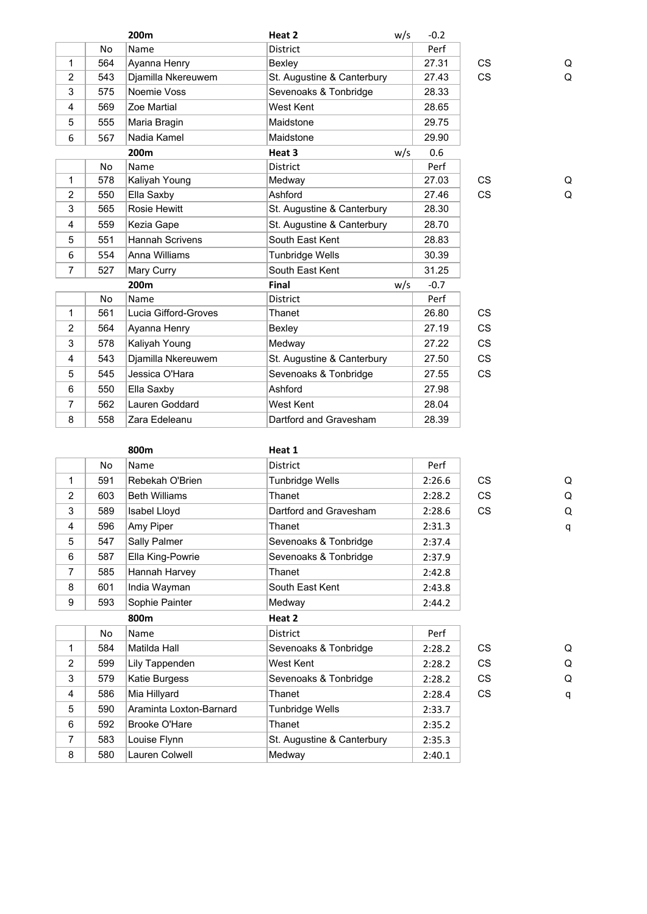| | | 200m | Heat 2 w/s | -0.2 | | |
|---|---|---|---|---|---|---|
| | No | Name | District | Perf | | |
| 1 | 564 | Ayanna Henry | Bexley | 27.31 | CS | Q |
| 2 | 543 | Djamilla Nkereuwem | St. Augustine & Canterbury | 27.43 | CS | Q |
| 3 | 575 | Noemie Voss | Sevenoaks & Tonbridge | 28.33 | | |
| 4 | 569 | Zoe Martial | West Kent | 28.65 | | |
| 5 | 555 | Maria Bragin | Maidstone | 29.75 | | |
| 6 | 567 | Nadia Kamel | Maidstone | 29.90 | | |

| | | 200m | Heat 3 w/s | 0.6 | | |
|---|---|---|---|---|---|---|
| | No | Name | District | Perf | | |
| 1 | 578 | Kaliyah Young | Medway | 27.03 | CS | Q |
| 2 | 550 | Ella Saxby | Ashford | 27.46 | CS | Q |
| 3 | 565 | Rosie Hewitt | St. Augustine & Canterbury | 28.30 | | |
| 4 | 559 | Kezia Gape | St. Augustine & Canterbury | 28.70 | | |
| 5 | 551 | Hannah Scrivens | South East Kent | 28.83 | | |
| 6 | 554 | Anna Williams | Tunbridge Wells | 30.39 | | |
| 7 | 527 | Mary Curry | South East Kent | 31.25 | | |

| | | 200m | Final w/s | -0.7 | |
|---|---|---|---|---|---|
| | No | Name | District | Perf | |
| 1 | 561 | Lucia Gifford-Groves | Thanet | 26.80 | CS |
| 2 | 564 | Ayanna Henry | Bexley | 27.19 | CS |
| 3 | 578 | Kaliyah Young | Medway | 27.22 | CS |
| 4 | 543 | Djamilla Nkereuwem | St. Augustine & Canterbury | 27.50 | CS |
| 5 | 545 | Jessica O'Hara | Sevenoaks & Tonbridge | 27.55 | CS |
| 6 | 550 | Ella Saxby | Ashford | 27.98 | |
| 7 | 562 | Lauren Goddard | West Kent | 28.04 | |
| 8 | 558 | Zara Edeleanu | Dartford and Gravesham | 28.39 | |

| | | 800m | Heat 1 | | | |
|---|---|---|---|---|---|---|
| | No | Name | District | Perf | | |
| 1 | 591 | Rebekah O'Brien | Tunbridge Wells | 2:26.6 | CS | Q |
| 2 | 603 | Beth Williams | Thanet | 2:28.2 | CS | Q |
| 3 | 589 | Isabel Lloyd | Dartford and Gravesham | 2:28.6 | CS | Q |
| 4 | 596 | Amy Piper | Thanet | 2:31.3 | | q |
| 5 | 547 | Sally Palmer | Sevenoaks & Tonbridge | 2:37.4 | | |
| 6 | 587 | Ella King-Powrie | Sevenoaks & Tonbridge | 2:37.9 | | |
| 7 | 585 | Hannah Harvey | Thanet | 2:42.8 | | |
| 8 | 601 | India Wayman | South East Kent | 2:43.8 | | |
| 9 | 593 | Sophie Painter | Medway | 2:44.2 | | |

| | | 800m | Heat 2 | | | |
|---|---|---|---|---|---|---|
| | No | Name | District | Perf | | |
| 1 | 584 | Matilda Hall | Sevenoaks & Tonbridge | 2:28.2 | CS | Q |
| 2 | 599 | Lily Tappenden | West Kent | 2:28.2 | CS | Q |
| 3 | 579 | Katie Burgess | Sevenoaks & Tonbridge | 2:28.2 | CS | Q |
| 4 | 586 | Mia Hillyard | Thanet | 2:28.4 | CS | q |
| 5 | 590 | Araminta Loxton-Barnard | Tunbridge Wells | 2:33.7 | | |
| 6 | 592 | Brooke O'Hare | Thanet | 2:35.2 | | |
| 7 | 583 | Louise Flynn | St. Augustine & Canterbury | 2:35.3 | | |
| 8 | 580 | Lauren Colwell | Medway | 2:40.1 | | |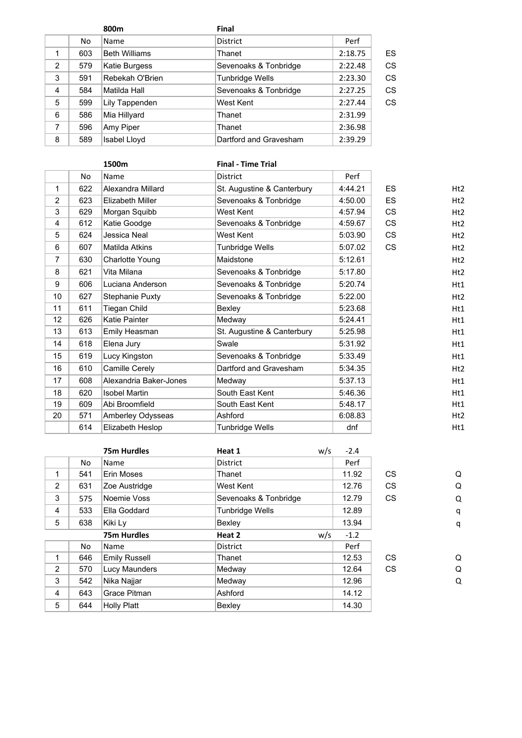### 800m — Final

| | No | Name | District | Perf | |
|---|---|---|---|---|---|
| 1 | 603 | Beth Williams | Thanet | 2:18.75 | ES |
| 2 | 579 | Katie Burgess | Sevenoaks & Tonbridge | 2:22.48 | CS |
| 3 | 591 | Rebekah O'Brien | Tunbridge Wells | 2:23.30 | CS |
| 4 | 584 | Matilda Hall | Sevenoaks & Tonbridge | 2:27.25 | CS |
| 5 | 599 | Lily Tappenden | West Kent | 2:27.44 | CS |
| 6 | 586 | Mia Hillyard | Thanet | 2:31.99 | |
| 7 | 596 | Amy Piper | Thanet | 2:36.98 | |
| 8 | 589 | Isabel Lloyd | Dartford and Gravesham | 2:39.29 | |

### 1500m — Final - Time Trial

| | No | Name | District | Perf | | |
|---|---|---|---|---|---|---|
| 1 | 622 | Alexandra Millard | St. Augustine & Canterbury | 4:44.21 | ES | Ht2 |
| 2 | 623 | Elizabeth Miller | Sevenoaks & Tonbridge | 4:50.00 | ES | Ht2 |
| 3 | 629 | Morgan Squibb | West Kent | 4:57.94 | CS | Ht2 |
| 4 | 612 | Katie Goodge | Sevenoaks & Tonbridge | 4:59.67 | CS | Ht2 |
| 5 | 624 | Jessica Neal | West Kent | 5:03.90 | CS | Ht2 |
| 6 | 607 | Matilda Atkins | Tunbridge Wells | 5:07.02 | CS | Ht2 |
| 7 | 630 | Charlotte Young | Maidstone | 5:12.61 | | Ht2 |
| 8 | 621 | Vita Milana | Sevenoaks & Tonbridge | 5:17.80 | | Ht2 |
| 9 | 606 | Luciana Anderson | Sevenoaks & Tonbridge | 5:20.74 | | Ht1 |
| 10 | 627 | Stephanie Puxty | Sevenoaks & Tonbridge | 5:22.00 | | Ht2 |
| 11 | 611 | Tiegan Child | Bexley | 5:23.68 | | Ht1 |
| 12 | 626 | Katie Painter | Medway | 5:24.41 | | Ht1 |
| 13 | 613 | Emily Heasman | St. Augustine & Canterbury | 5:25.98 | | Ht1 |
| 14 | 618 | Elena Jury | Swale | 5:31.92 | | Ht1 |
| 15 | 619 | Lucy Kingston | Sevenoaks & Tonbridge | 5:33.49 | | Ht1 |
| 16 | 610 | Camille Cerely | Dartford and Gravesham | 5:34.35 | | Ht2 |
| 17 | 608 | Alexandria Baker-Jones | Medway | 5:37.13 | | Ht1 |
| 18 | 620 | Isobel Martin | South East Kent | 5:46.36 | | Ht1 |
| 19 | 609 | Abi Broomfield | South East Kent | 5:48.17 | | Ht1 |
| 20 | 571 | Amberley Odysseas | Ashford | 6:08.83 | | Ht2 |
| | 614 | Elizabeth Heslop | Tunbridge Wells | dnf | | Ht1 |

### 75m Hurdles — Heat 1 — w/s -2.4

| | No | Name | District | Perf | | |
|---|---|---|---|---|---|---|
| 1 | 541 | Erin Moses | Thanet | 11.92 | CS | Q |
| 2 | 631 | Zoe Austridge | West Kent | 12.76 | CS | Q |
| 3 | 575 | Noemie Voss | Sevenoaks & Tonbridge | 12.79 | CS | Q |
| 4 | 533 | Ella Goddard | Tunbridge Wells | 12.89 | | q |
| 5 | 638 | Kiki Ly | Bexley | 13.94 | | q |

### 75m Hurdles — Heat 2 — w/s -1.2

| | No | Name | District | Perf | | |
|---|---|---|---|---|---|---|
| 1 | 646 | Emily Russell | Thanet | 12.53 | CS | Q |
| 2 | 570 | Lucy Maunders | Medway | 12.64 | CS | Q |
| 3 | 542 | Nika Najjar | Medway | 12.96 | | Q |
| 4 | 643 | Grace Pitman | Ashford | 14.12 | | |
| 5 | 644 | Holly Platt | Bexley | 14.30 | | |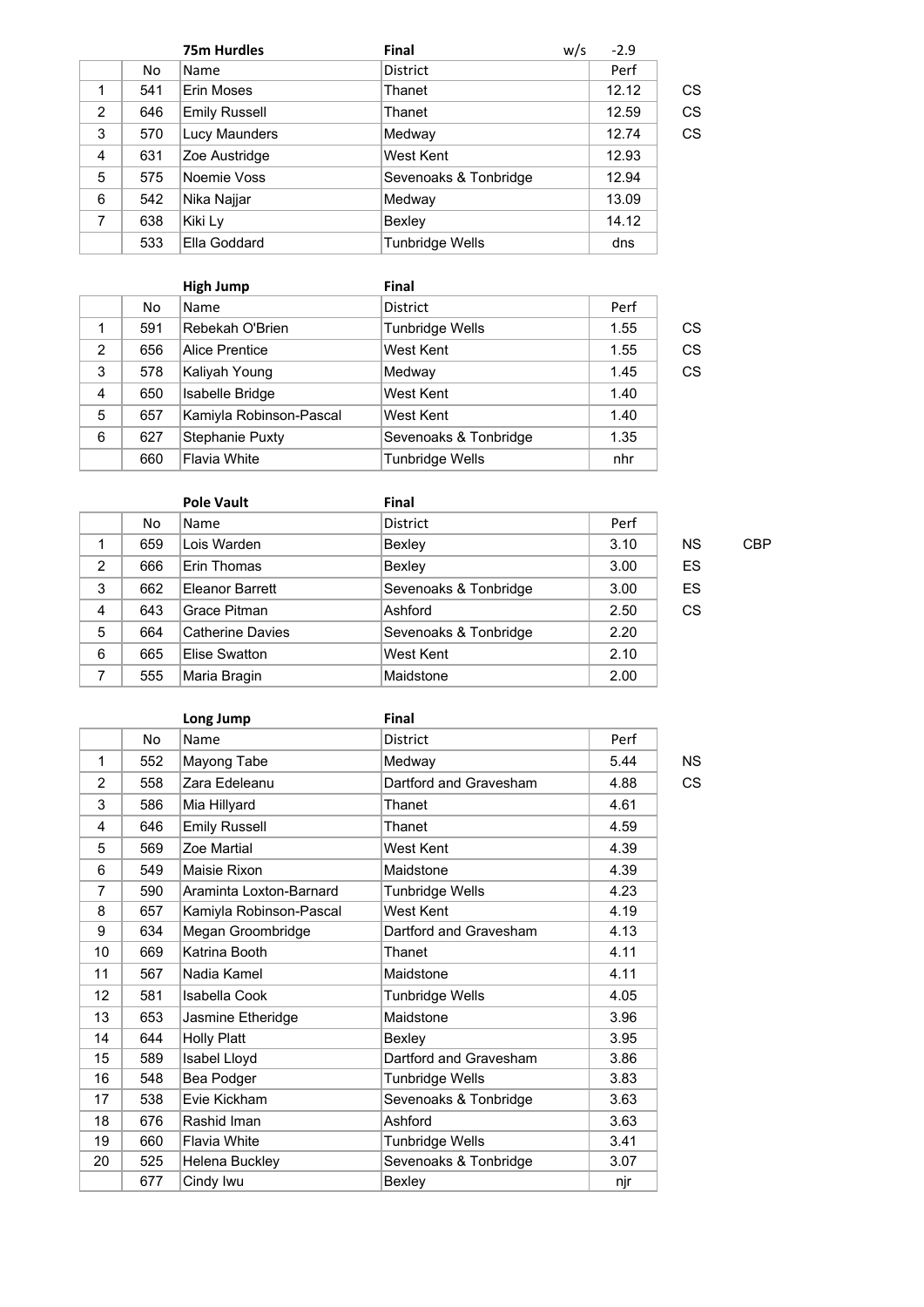**75m Hurdles** | **Final** | w/s -2.9

| | No | Name | District | Perf | | |
|---|---|---|---|---|---|---|
| 1 | 541 | Erin Moses | Thanet | 12.12 | CS | |
| 2 | 646 | Emily Russell | Thanet | 12.59 | CS | |
| 3 | 570 | Lucy Maunders | Medway | 12.74 | CS | |
| 4 | 631 | Zoe Austridge | West Kent | 12.93 | | |
| 5 | 575 | Noemie Voss | Sevenoaks & Tonbridge | 12.94 | | |
| 6 | 542 | Nika Najjar | Medway | 13.09 | | |
| 7 | 638 | Kiki Ly | Bexley | 14.12 | | |
| | 533 | Ella Goddard | Tunbridge Wells | dns | | |

**High Jump** | **Final**

| | No | Name | District | Perf | | |
|---|---|---|---|---|---|---|
| 1 | 591 | Rebekah O'Brien | Tunbridge Wells | 1.55 | CS | |
| 2 | 656 | Alice Prentice | West Kent | 1.55 | CS | |
| 3 | 578 | Kaliyah Young | Medway | 1.45 | CS | |
| 4 | 650 | Isabelle Bridge | West Kent | 1.40 | | |
| 5 | 657 | Kamiyla Robinson-Pascal | West Kent | 1.40 | | |
| 6 | 627 | Stephanie Puxty | Sevenoaks & Tonbridge | 1.35 | | |
| | 660 | Flavia White | Tunbridge Wells | nhr | | |

**Pole Vault** | **Final**

| | No | Name | District | Perf | | |
|---|---|---|---|---|---|---|
| 1 | 659 | Lois Warden | Bexley | 3.10 | NS | CBP |
| 2 | 666 | Erin Thomas | Bexley | 3.00 | ES | |
| 3 | 662 | Eleanor Barrett | Sevenoaks & Tonbridge | 3.00 | ES | |
| 4 | 643 | Grace Pitman | Ashford | 2.50 | CS | |
| 5 | 664 | Catherine Davies | Sevenoaks & Tonbridge | 2.20 | | |
| 6 | 665 | Elise Swatton | West Kent | 2.10 | | |
| 7 | 555 | Maria Bragin | Maidstone | 2.00 | | |

**Long Jump** | **Final**

| | No | Name | District | Perf | |
|---|---|---|---|---|---|
| 1 | 552 | Mayong Tabe | Medway | 5.44 | NS |
| 2 | 558 | Zara Edeleanu | Dartford and Gravesham | 4.88 | CS |
| 3 | 586 | Mia Hillyard | Thanet | 4.61 | |
| 4 | 646 | Emily Russell | Thanet | 4.59 | |
| 5 | 569 | Zoe Martial | West Kent | 4.39 | |
| 6 | 549 | Maisie Rixon | Maidstone | 4.39 | |
| 7 | 590 | Araminta Loxton-Barnard | Tunbridge Wells | 4.23 | |
| 8 | 657 | Kamiyla Robinson-Pascal | West Kent | 4.19 | |
| 9 | 634 | Megan Groombridge | Dartford and Gravesham | 4.13 | |
| 10 | 669 | Katrina Booth | Thanet | 4.11 | |
| 11 | 567 | Nadia Kamel | Maidstone | 4.11 | |
| 12 | 581 | Isabella Cook | Tunbridge Wells | 4.05 | |
| 13 | 653 | Jasmine Etheridge | Maidstone | 3.96 | |
| 14 | 644 | Holly Platt | Bexley | 3.95 | |
| 15 | 589 | Isabel Lloyd | Dartford and Gravesham | 3.86 | |
| 16 | 548 | Bea Podger | Tunbridge Wells | 3.83 | |
| 17 | 538 | Evie Kickham | Sevenoaks & Tonbridge | 3.63 | |
| 18 | 676 | Rashid Iman | Ashford | 3.63 | |
| 19 | 660 | Flavia White | Tunbridge Wells | 3.41 | |
| 20 | 525 | Helena Buckley | Sevenoaks & Tonbridge | 3.07 | |
| | 677 | Cindy Iwu | Bexley | njr | |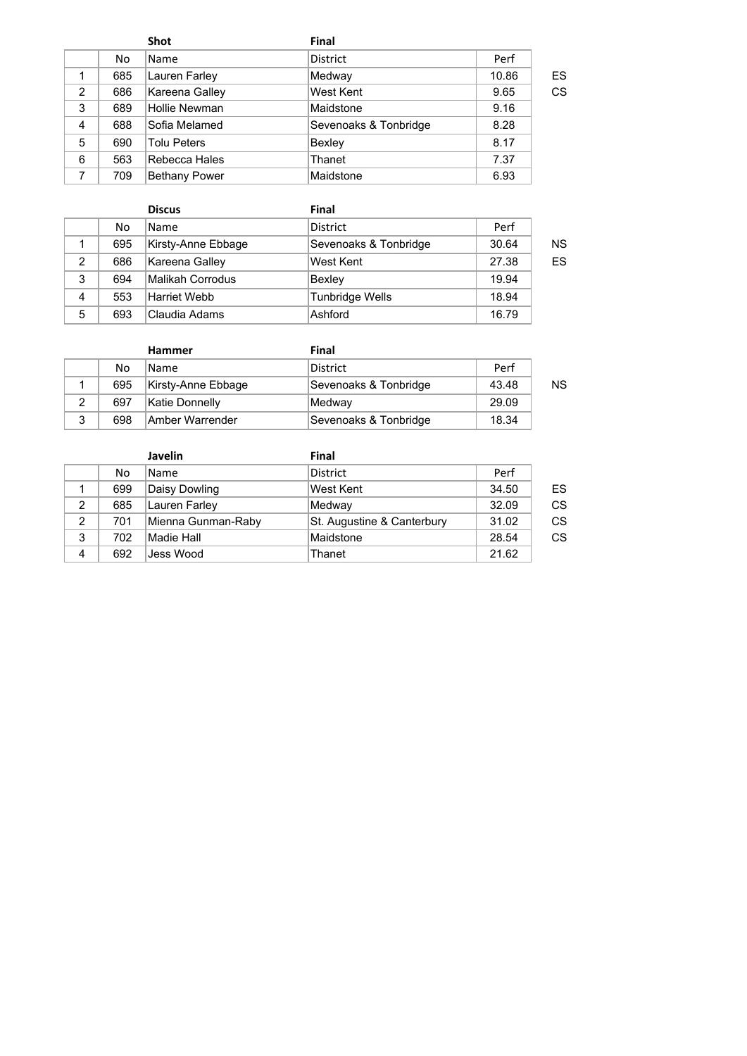**Shot** **Final**

| | No | Name | District | Perf | |
|---|---|---|---|---|---|
| 1 | 685 | Lauren Farley | Medway | 10.86 | ES |
| 2 | 686 | Kareena Galley | West Kent | 9.65 | CS |
| 3 | 689 | Hollie Newman | Maidstone | 9.16 | |
| 4 | 688 | Sofia Melamed | Sevenoaks & Tonbridge | 8.28 | |
| 5 | 690 | Tolu Peters | Bexley | 8.17 | |
| 6 | 563 | Rebecca Hales | Thanet | 7.37 | |
| 7 | 709 | Bethany Power | Maidstone | 6.93 | |

**Discus** **Final**

| | No | Name | District | Perf | |
|---|---|---|---|---|---|
| 1 | 695 | Kirsty-Anne Ebbage | Sevenoaks & Tonbridge | 30.64 | NS |
| 2 | 686 | Kareena Galley | West Kent | 27.38 | ES |
| 3 | 694 | Malikah Corrodus | Bexley | 19.94 | |
| 4 | 553 | Harriet Webb | Tunbridge Wells | 18.94 | |
| 5 | 693 | Claudia Adams | Ashford | 16.79 | |

**Hammer** **Final**

| | No | Name | District | Perf | |
|---|---|---|---|---|---|
| 1 | 695 | Kirsty-Anne Ebbage | Sevenoaks & Tonbridge | 43.48 | NS |
| 2 | 697 | Katie Donnelly | Medway | 29.09 | |
| 3 | 698 | Amber Warrender | Sevenoaks & Tonbridge | 18.34 | |

**Javelin** **Final**

| | No | Name | District | Perf | |
|---|---|---|---|---|---|
| 1 | 699 | Daisy Dowling | West Kent | 34.50 | ES |
| 2 | 685 | Lauren Farley | Medway | 32.09 | CS |
| 2 | 701 | Mienna Gunman-Raby | St. Augustine & Canterbury | 31.02 | CS |
| 3 | 702 | Madie Hall | Maidstone | 28.54 | CS |
| 4 | 692 | Jess Wood | Thanet | 21.62 | |